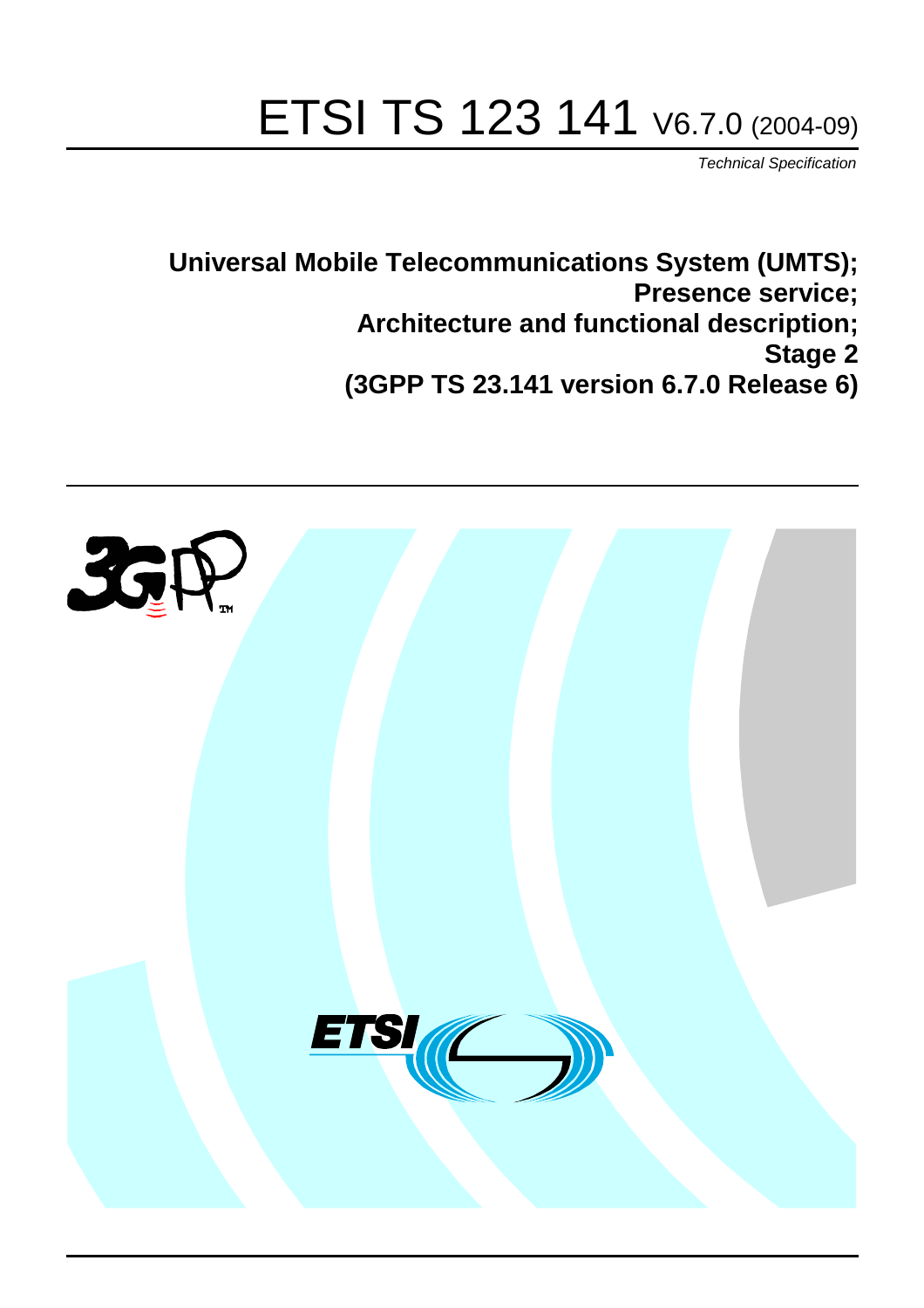# ETSI TS 123 141 V6.7.0 (2004-09)

*Technical Specification*

**Universal Mobile Telecommunications System (UMTS);**
**Presence service;**
**Architecture and functional description;**
**Stage 2**
**(3GPP TS 23.141 version 6.7.0 Release 6)**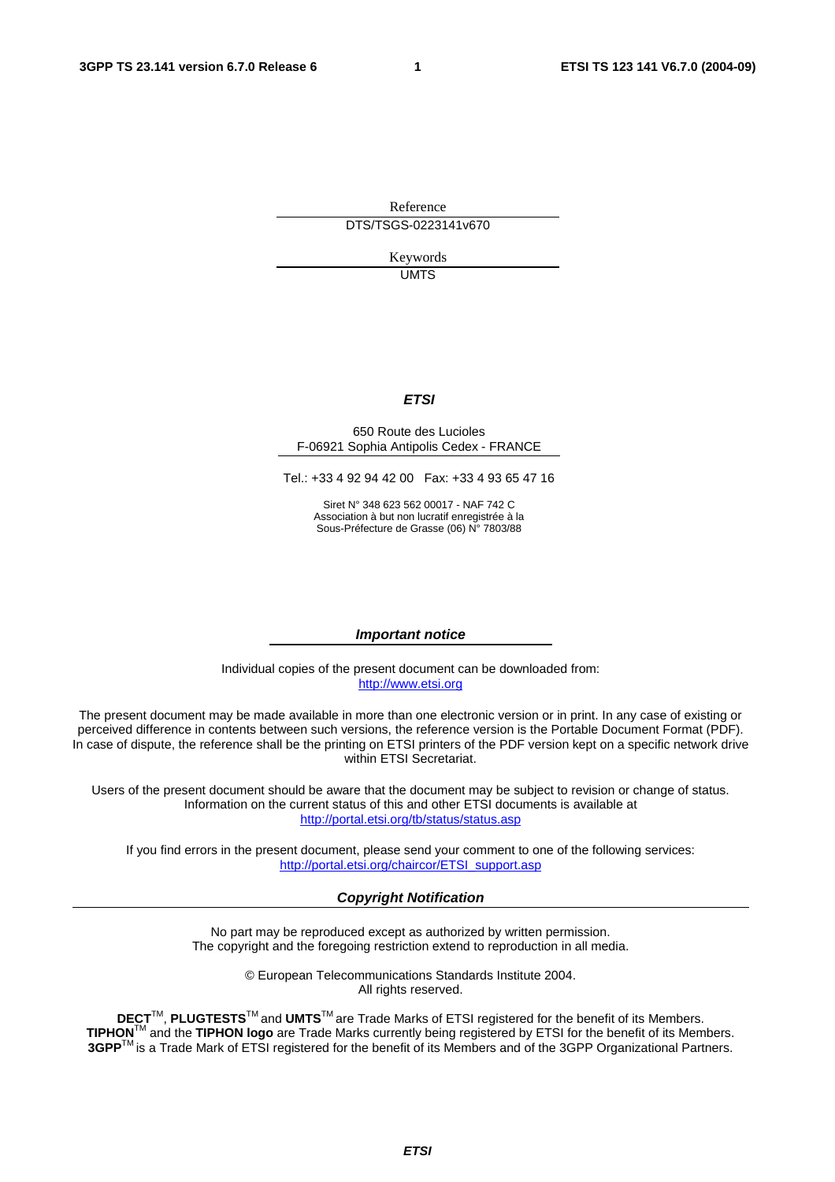Reference

DTS/TSGS-0223141v670

Keywords

UMTS

***ETSI***

650 Route des Lucioles
F-06921 Sophia Antipolis Cedex - FRANCE

Tel.: +33 4 92 94 42 00 Fax: +33 4 93 65 47 16

Siret N° 348 623 562 00017 - NAF 742 C
Association à but non lucratif enregistrée à la
Sous-Préfecture de Grasse (06) N° 7803/88

***Important notice***

Individual copies of the present document can be downloaded from:
http://www.etsi.org

The present document may be made available in more than one electronic version or in print. In any case of existing or perceived difference in contents between such versions, the reference version is the Portable Document Format (PDF). In case of dispute, the reference shall be the printing on ETSI printers of the PDF version kept on a specific network drive within ETSI Secretariat.

Users of the present document should be aware that the document may be subject to revision or change of status. Information on the current status of this and other ETSI documents is available at
http://portal.etsi.org/tb/status/status.asp

If you find errors in the present document, please send your comment to one of the following services:
http://portal.etsi.org/chaircor/ETSI_support.asp

***Copyright Notification***

No part may be reproduced except as authorized by written permission.
The copyright and the foregoing restriction extend to reproduction in all media.

© European Telecommunications Standards Institute 2004.
All rights reserved.

**DECT**™, **PLUGTESTS**™ and **UMTS**™ are Trade Marks of ETSI registered for the benefit of its Members.
**TIPHON**™ and the **TIPHON logo** are Trade Marks currently being registered by ETSI for the benefit of its Members.
**3GPP**™ is a Trade Mark of ETSI registered for the benefit of its Members and of the 3GPP Organizational Partners.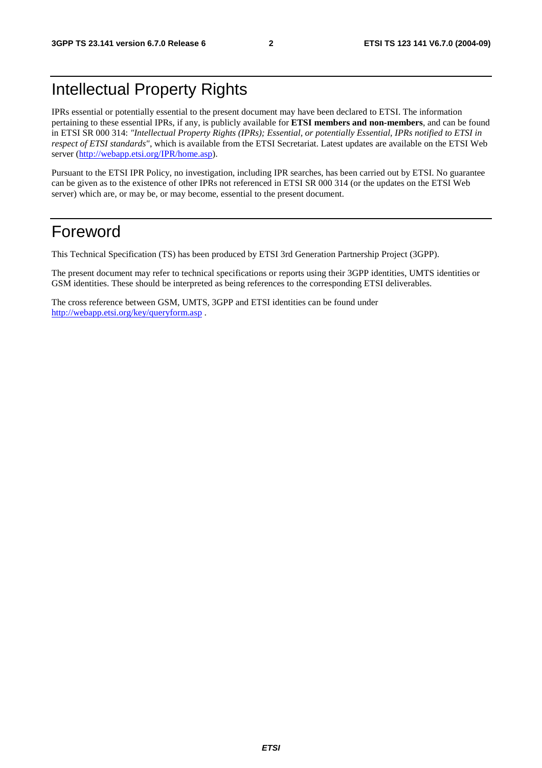# Intellectual Property Rights

IPRs essential or potentially essential to the present document may have been declared to ETSI. The information pertaining to these essential IPRs, if any, is publicly available for **ETSI members and non-members**, and can be found in ETSI SR 000 314: *"Intellectual Property Rights (IPRs); Essential, or potentially Essential, IPRs notified to ETSI in respect of ETSI standards"*, which is available from the ETSI Secretariat. Latest updates are available on the ETSI Web server (http://webapp.etsi.org/IPR/home.asp).

Pursuant to the ETSI IPR Policy, no investigation, including IPR searches, has been carried out by ETSI. No guarantee can be given as to the existence of other IPRs not referenced in ETSI SR 000 314 (or the updates on the ETSI Web server) which are, or may be, or may become, essential to the present document.

# Foreword

This Technical Specification (TS) has been produced by ETSI 3rd Generation Partnership Project (3GPP).

The present document may refer to technical specifications or reports using their 3GPP identities, UMTS identities or GSM identities. These should be interpreted as being references to the corresponding ETSI deliverables.

The cross reference between GSM, UMTS, 3GPP and ETSI identities can be found under http://webapp.etsi.org/key/queryform.asp .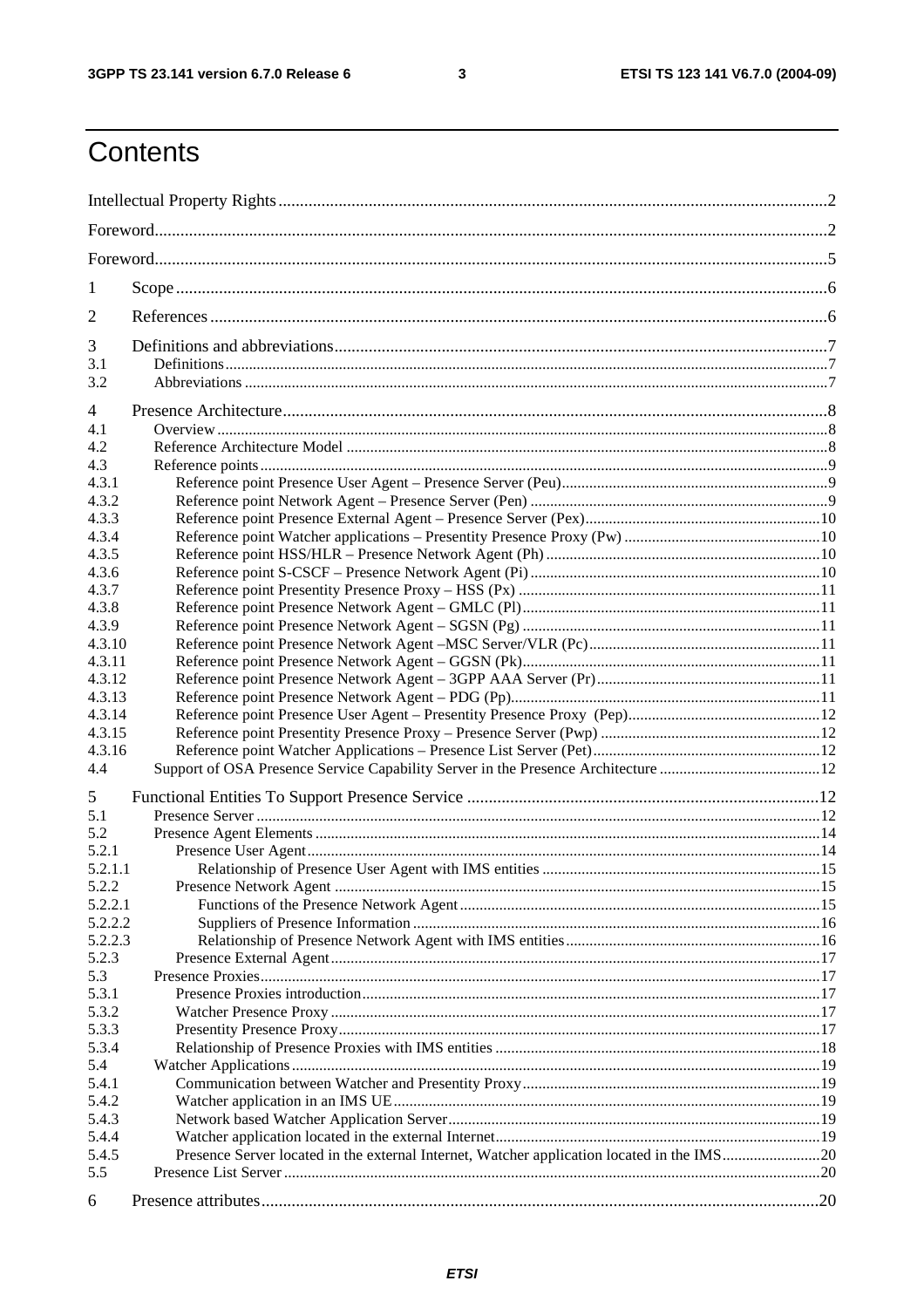# Contents

Intellectual Property Rights ..... 2

Foreword ..... 2

Foreword ..... 5

1 Scope ..... 6

2 References ..... 6

3 Definitions and abbreviations ..... 7
- 3.1 Definitions ..... 7
- 3.2 Abbreviations ..... 7

4 Presence Architecture ..... 8
- 4.1 Overview ..... 8
- 4.2 Reference Architecture Model ..... 8
- 4.3 Reference points ..... 9
  - 4.3.1 Reference point Presence User Agent – Presence Server (Peu) ..... 9
  - 4.3.2 Reference point Network Agent – Presence Server (Pen) ..... 9
  - 4.3.3 Reference point Presence External Agent – Presence Server (Pex) ..... 10
  - 4.3.4 Reference point Watcher applications – Presentity Presence Proxy (Pw) ..... 10
  - 4.3.5 Reference point HSS/HLR – Presence Network Agent (Ph) ..... 10
  - 4.3.6 Reference point S-CSCF – Presence Network Agent (Pi) ..... 10
  - 4.3.7 Reference point Presentity Presence Proxy – HSS (Px) ..... 11
  - 4.3.8 Reference point Presence Network Agent – GMLC (Pl) ..... 11
  - 4.3.9 Reference point Presence Network Agent – SGSN (Pg) ..... 11
  - 4.3.10 Reference point Presence Network Agent –MSC Server/VLR (Pc) ..... 11
  - 4.3.11 Reference point Presence Network Agent – GGSN (Pk) ..... 11
  - 4.3.12 Reference point Presence Network Agent – 3GPP AAA Server (Pr) ..... 11
  - 4.3.13 Reference point Presence Network Agent – PDG (Pp) ..... 11
  - 4.3.14 Reference point Presence User Agent – Presentity Presence Proxy (Pep) ..... 12
  - 4.3.15 Reference point Presentity Presence Proxy – Presence Server (Pwp) ..... 12
  - 4.3.16 Reference point Watcher Applications – Presence List Server (Pet) ..... 12
- 4.4 Support of OSA Presence Service Capability Server in the Presence Architecture ..... 12

5 Functional Entities To Support Presence Service ..... 12
- 5.1 Presence Server ..... 12
- 5.2 Presence Agent Elements ..... 14
  - 5.2.1 Presence User Agent ..... 14
    - 5.2.1.1 Relationship of Presence User Agent with IMS entities ..... 15
  - 5.2.2 Presence Network Agent ..... 15
    - 5.2.2.1 Functions of the Presence Network Agent ..... 15
    - 5.2.2.2 Suppliers of Presence Information ..... 16
    - 5.2.2.3 Relationship of Presence Network Agent with IMS entities ..... 16
  - 5.2.3 Presence External Agent ..... 17
- 5.3 Presence Proxies ..... 17
  - 5.3.1 Presence Proxies introduction ..... 17
  - 5.3.2 Watcher Presence Proxy ..... 17
  - 5.3.3 Presentity Presence Proxy ..... 17
  - 5.3.4 Relationship of Presence Proxies with IMS entities ..... 18
- 5.4 Watcher Applications ..... 19
  - 5.4.1 Communication between Watcher and Presentity Proxy ..... 19
  - 5.4.2 Watcher application in an IMS UE ..... 19
  - 5.4.3 Network based Watcher Application Server ..... 19
  - 5.4.4 Watcher application located in the external Internet ..... 19
  - 5.4.5 Presence Server located in the external Internet, Watcher application located in the IMS ..... 20
- 5.5 Presence List Server ..... 20

6 Presence attributes ..... 20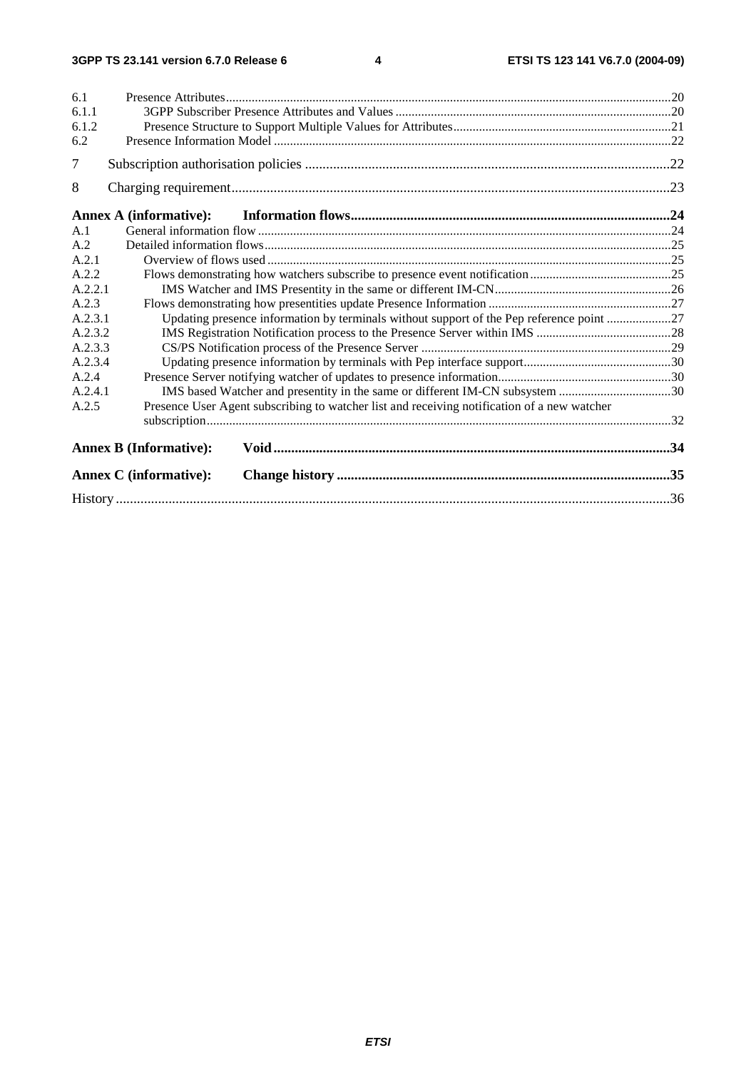6.1 Presence Attributes .......... 20
6.1.1 3GPP Subscriber Presence Attributes and Values .......... 20
6.1.2 Presence Structure to Support Multiple Values for Attributes .......... 21
6.2 Presence Information Model .......... 22

7 Subscription authorisation policies .......... 22

8 Charging requirement .......... 23

**Annex A (informative): Information flows .......... 24**

A.1 General information flow .......... 24
A.2 Detailed information flows .......... 25
A.2.1 Overview of flows used .......... 25
A.2.2 Flows demonstrating how watchers subscribe to presence event notification .......... 25
A.2.2.1 IMS Watcher and IMS Presentity in the same or different IM-CN .......... 26
A.2.3 Flows demonstrating how presentities update Presence Information .......... 27
A.2.3.1 Updating presence information by terminals without support of the Pep reference point .......... 27
A.2.3.2 IMS Registration Notification process to the Presence Server within IMS .......... 28
A.2.3.3 CS/PS Notification process of the Presence Server .......... 29
A.2.3.4 Updating presence information by terminals with Pep interface support .......... 30
A.2.4 Presence Server notifying watcher of updates to presence information .......... 30
A.2.4.1 IMS based Watcher and presentity in the same or different IM-CN subsystem .......... 30
A.2.5 Presence User Agent subscribing to watcher list and receiving notification of a new watcher subscription .......... 32

**Annex B (Informative): Void .......... 34**

**Annex C (informative): Change history .......... 35**

History .......... 36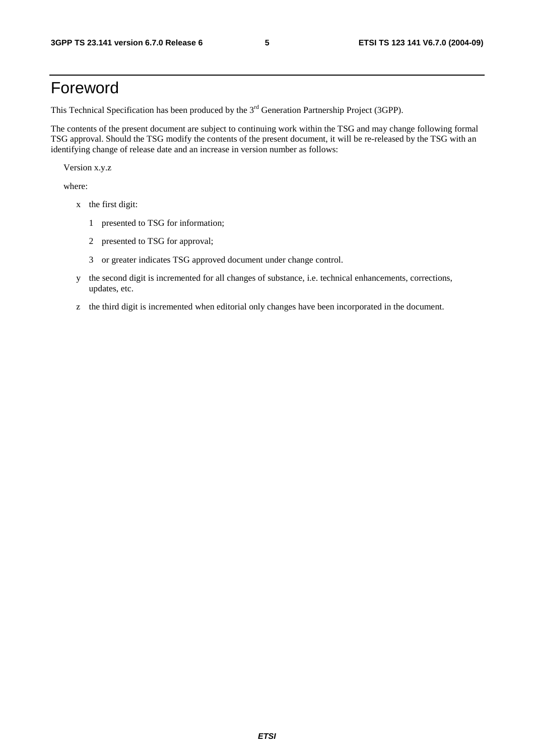# Foreword

This Technical Specification has been produced by the 3rd Generation Partnership Project (3GPP).

The contents of the present document are subject to continuing work within the TSG and may change following formal TSG approval. Should the TSG modify the contents of the present document, it will be re-released by the TSG with an identifying change of release date and an increase in version number as follows:

Version x.y.z

where:

- x the first digit:
  - 1 presented to TSG for information;
  - 2 presented to TSG for approval;
  - 3 or greater indicates TSG approved document under change control.
- y the second digit is incremented for all changes of substance, i.e. technical enhancements, corrections, updates, etc.
- z the third digit is incremented when editorial only changes have been incorporated in the document.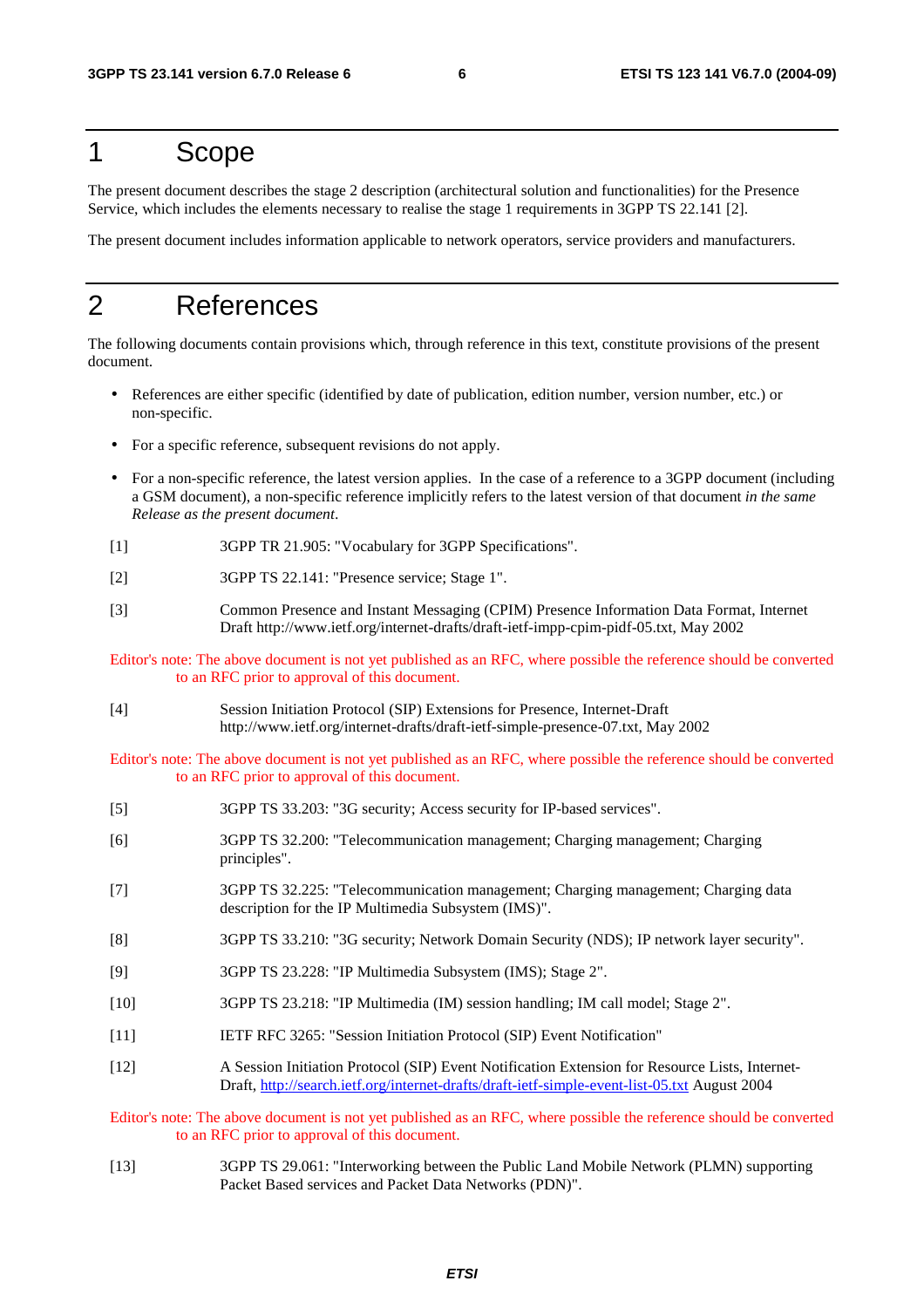# 1 Scope

The present document describes the stage 2 description (architectural solution and functionalities) for the Presence Service, which includes the elements necessary to realise the stage 1 requirements in 3GPP TS 22.141 [2].

The present document includes information applicable to network operators, service providers and manufacturers.

# 2 References

The following documents contain provisions which, through reference in this text, constitute provisions of the present document.

- References are either specific (identified by date of publication, edition number, version number, etc.) or non-specific.
- For a specific reference, subsequent revisions do not apply.
- For a non-specific reference, the latest version applies. In the case of a reference to a 3GPP document (including a GSM document), a non-specific reference implicitly refers to the latest version of that document *in the same Release as the present document*.

[1] 3GPP TR 21.905: "Vocabulary for 3GPP Specifications".

[2] 3GPP TS 22.141: "Presence service; Stage 1".

[3] Common Presence and Instant Messaging (CPIM) Presence Information Data Format, Internet Draft http://www.ietf.org/internet-drafts/draft-ietf-impp-cpim-pidf-05.txt, May 2002

Editor's note: The above document is not yet published as an RFC, where possible the reference should be converted to an RFC prior to approval of this document.

[4] Session Initiation Protocol (SIP) Extensions for Presence, Internet-Draft http://www.ietf.org/internet-drafts/draft-ietf-simple-presence-07.txt, May 2002

Editor's note: The above document is not yet published as an RFC, where possible the reference should be converted to an RFC prior to approval of this document.

[5] 3GPP TS 33.203: "3G security; Access security for IP-based services".

[6] 3GPP TS 32.200: "Telecommunication management; Charging management; Charging principles".

[7] 3GPP TS 32.225: "Telecommunication management; Charging management; Charging data description for the IP Multimedia Subsystem (IMS)".

[8] 3GPP TS 33.210: "3G security; Network Domain Security (NDS); IP network layer security".

[9] 3GPP TS 23.228: "IP Multimedia Subsystem (IMS); Stage 2".

[10] 3GPP TS 23.218: "IP Multimedia (IM) session handling; IM call model; Stage 2".

[11] IETF RFC 3265: "Session Initiation Protocol (SIP) Event Notification"

[12] A Session Initiation Protocol (SIP) Event Notification Extension for Resource Lists, Internet-Draft, http://search.ietf.org/internet-drafts/draft-ietf-simple-event-list-05.txt August 2004

Editor's note: The above document is not yet published as an RFC, where possible the reference should be converted to an RFC prior to approval of this document.

[13] 3GPP TS 29.061: "Interworking between the Public Land Mobile Network (PLMN) supporting Packet Based services and Packet Data Networks (PDN)".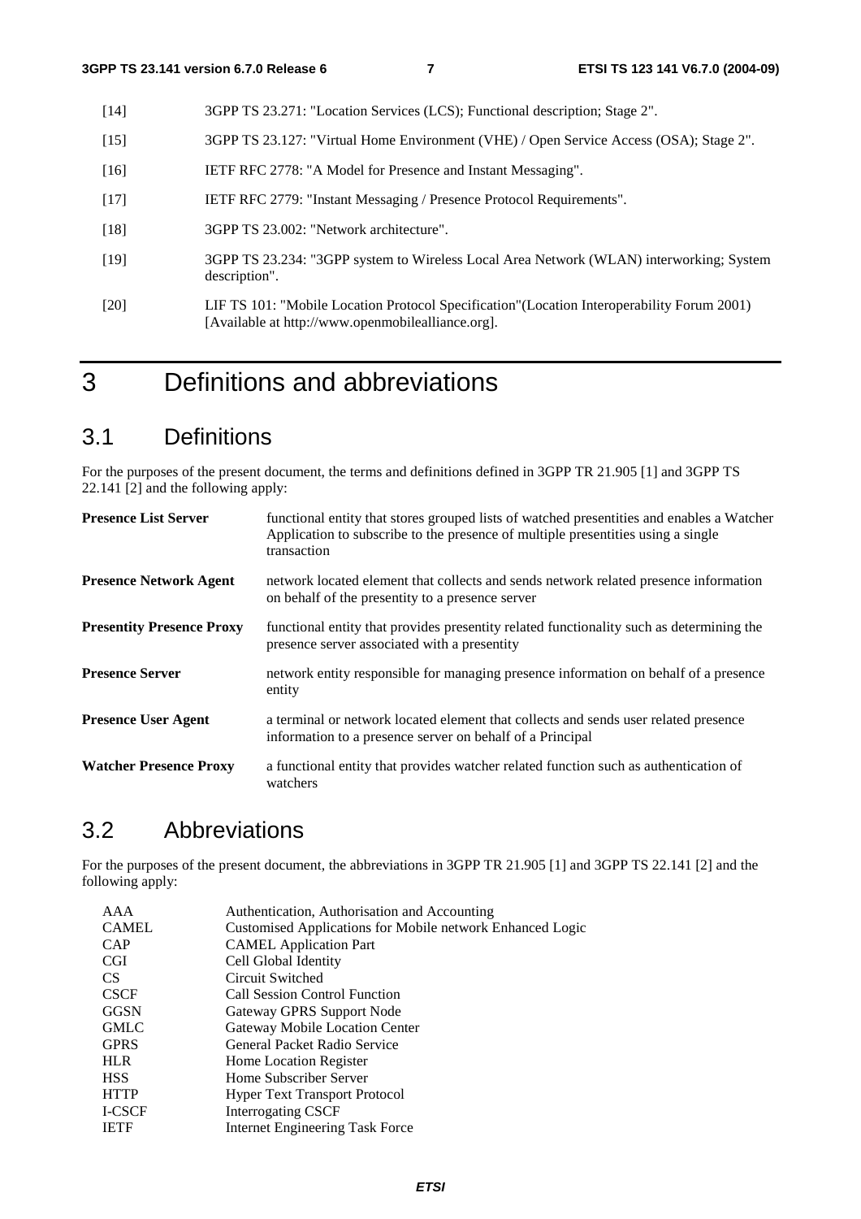[14] 3GPP TS 23.271: "Location Services (LCS); Functional description; Stage 2".

[15] 3GPP TS 23.127: "Virtual Home Environment (VHE) / Open Service Access (OSA); Stage 2".

[16] IETF RFC 2778: "A Model for Presence and Instant Messaging".

[17] IETF RFC 2779: "Instant Messaging / Presence Protocol Requirements".

[18] 3GPP TS 23.002: "Network architecture".

[19] 3GPP TS 23.234: "3GPP system to Wireless Local Area Network (WLAN) interworking; System description".

[20] LIF TS 101: "Mobile Location Protocol Specification"(Location Interoperability Forum 2001) [Available at http://www.openmobilealliance.org].

# 3 Definitions and abbreviations

## 3.1 Definitions

For the purposes of the present document, the terms and definitions defined in 3GPP TR 21.905 [1] and 3GPP TS 22.141 [2] and the following apply:

**Presence List Server** functional entity that stores grouped lists of watched presentities and enables a Watcher Application to subscribe to the presence of multiple presentities using a single transaction

**Presence Network Agent** network located element that collects and sends network related presence information on behalf of the presentity to a presence server

**Presentity Presence Proxy** functional entity that provides presentity related functionality such as determining the presence server associated with a presentity

**Presence Server** network entity responsible for managing presence information on behalf of a presence entity

**Presence User Agent** a terminal or network located element that collects and sends user related presence information to a presence server on behalf of a Principal

**Watcher Presence Proxy** a functional entity that provides watcher related function such as authentication of watchers

## 3.2 Abbreviations

For the purposes of the present document, the abbreviations in 3GPP TR 21.905 [1] and 3GPP TS 22.141 [2] and the following apply:

AAA Authentication, Authorisation and Accounting  
CAMEL Customised Applications for Mobile network Enhanced Logic  
CAP CAMEL Application Part  
CGI Cell Global Identity  
CS Circuit Switched  
CSCF Call Session Control Function  
GGSN Gateway GPRS Support Node  
GMLC Gateway Mobile Location Center  
GPRS General Packet Radio Service  
HLR Home Location Register  
HSS Home Subscriber Server  
HTTP Hyper Text Transport Protocol  
I-CSCF Interrogating CSCF  
IETF Internet Engineering Task Force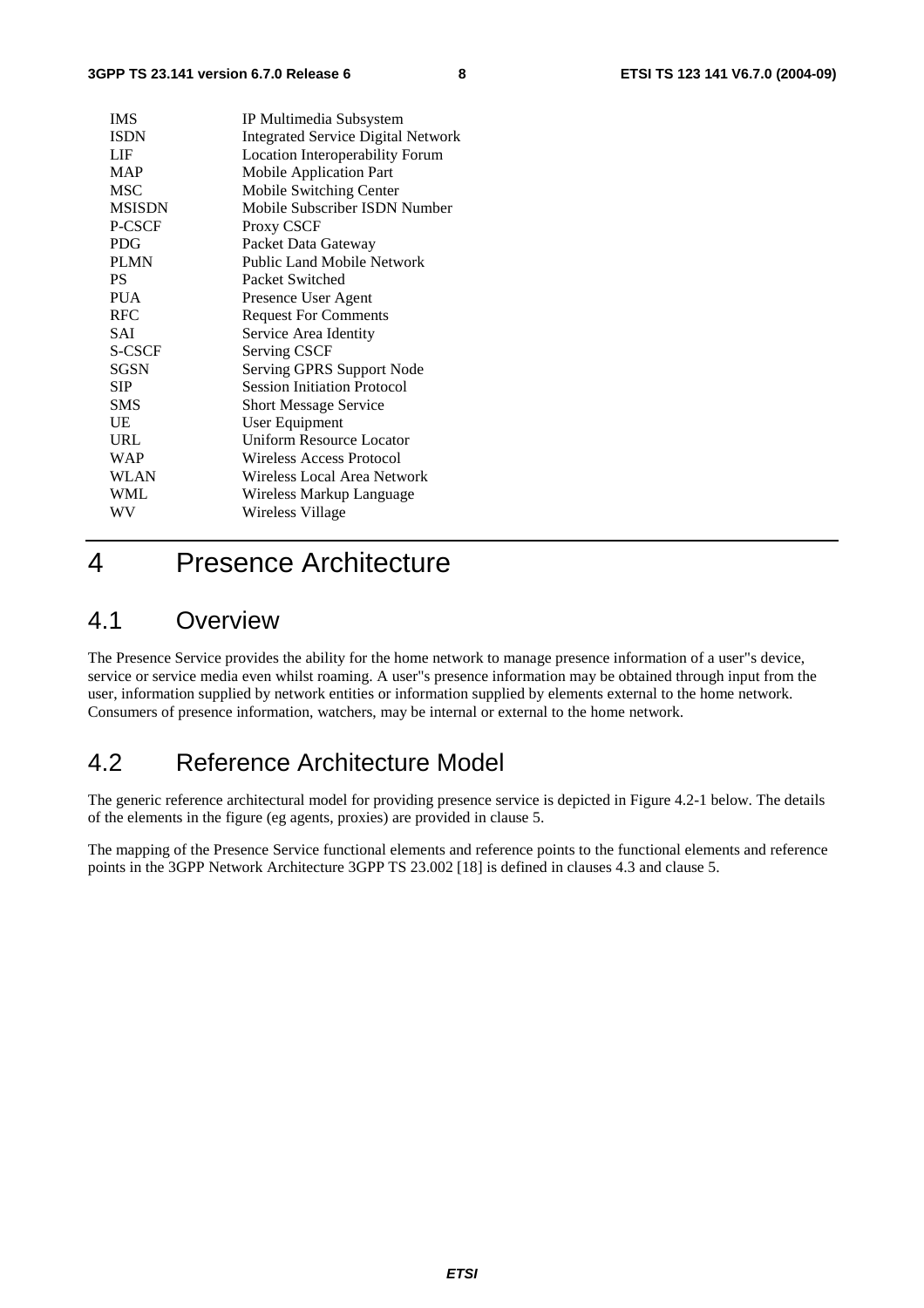| | |
|---|---|
| IMS | IP Multimedia Subsystem |
| ISDN | Integrated Service Digital Network |
| LIF | Location Interoperability Forum |
| MAP | Mobile Application Part |
| MSC | Mobile Switching Center |
| MSISDN | Mobile Subscriber ISDN Number |
| P-CSCF | Proxy CSCF |
| PDG | Packet Data Gateway |
| PLMN | Public Land Mobile Network |
| PS | Packet Switched |
| PUA | Presence User Agent |
| RFC | Request For Comments |
| SAI | Service Area Identity |
| S-CSCF | Serving CSCF |
| SGSN | Serving GPRS Support Node |
| SIP | Session Initiation Protocol |
| SMS | Short Message Service |
| UE | User Equipment |
| URL | Uniform Resource Locator |
| WAP | Wireless Access Protocol |
| WLAN | Wireless Local Area Network |
| WML | Wireless Markup Language |
| WV | Wireless Village |

# 4 Presence Architecture

## 4.1 Overview

The Presence Service provides the ability for the home network to manage presence information of a user"s device, service or service media even whilst roaming. A user"s presence information may be obtained through input from the user, information supplied by network entities or information supplied by elements external to the home network. Consumers of presence information, watchers, may be internal or external to the home network.

## 4.2 Reference Architecture Model

The generic reference architectural model for providing presence service is depicted in Figure 4.2-1 below. The details of the elements in the figure (eg agents, proxies) are provided in clause 5.

The mapping of the Presence Service functional elements and reference points to the functional elements and reference points in the 3GPP Network Architecture 3GPP TS 23.002 [18] is defined in clauses 4.3 and clause 5.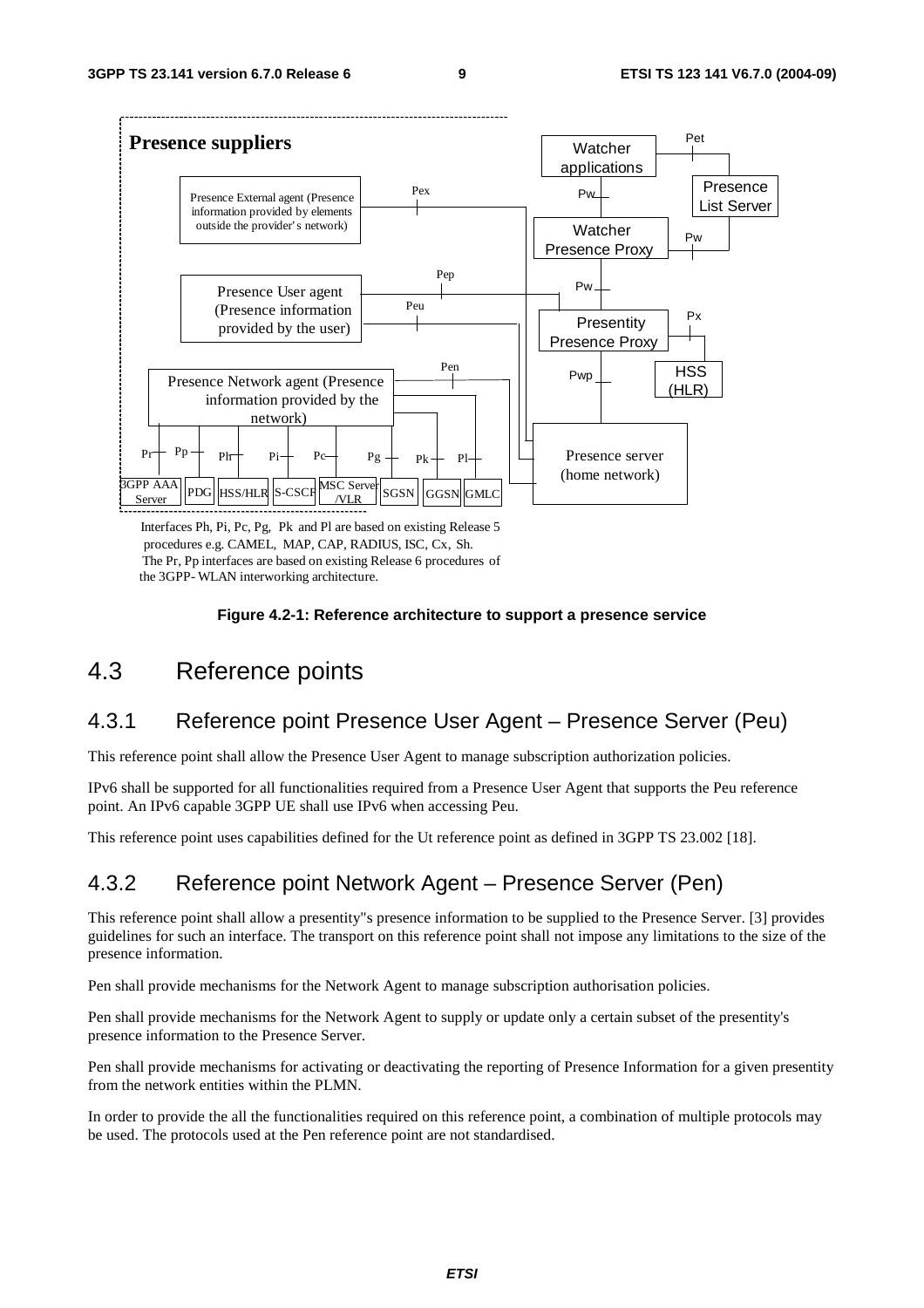Interfaces Ph, Pi, Pc, Pg, Pk and Pl are based on existing Release 5 procedures e.g. CAMEL, MAP, CAP, RADIUS, ISC, Cx, Sh.
The Pr, Pp interfaces are based on existing Release 6 procedures of the 3GPP- WLAN interworking architecture.

**Figure 4.2-1: Reference architecture to support a presence service**

# 4.3 Reference points

## 4.3.1 Reference point Presence User Agent – Presence Server (Peu)

This reference point shall allow the Presence User Agent to manage subscription authorization policies.

IPv6 shall be supported for all functionalities required from a Presence User Agent that supports the Peu reference point. An IPv6 capable 3GPP UE shall use IPv6 when accessing Peu.

This reference point uses capabilities defined for the Ut reference point as defined in 3GPP TS 23.002 [18].

## 4.3.2 Reference point Network Agent – Presence Server (Pen)

This reference point shall allow a presentity''s presence information to be supplied to the Presence Server. [3] provides guidelines for such an interface. The transport on this reference point shall not impose any limitations to the size of the presence information.

Pen shall provide mechanisms for the Network Agent to manage subscription authorisation policies.

Pen shall provide mechanisms for the Network Agent to supply or update only a certain subset of the presentity's presence information to the Presence Server.

Pen shall provide mechanisms for activating or deactivating the reporting of Presence Information for a given presentity from the network entities within the PLMN.

In order to provide the all the functionalities required on this reference point, a combination of multiple protocols may be used. The protocols used at the Pen reference point are not standardised.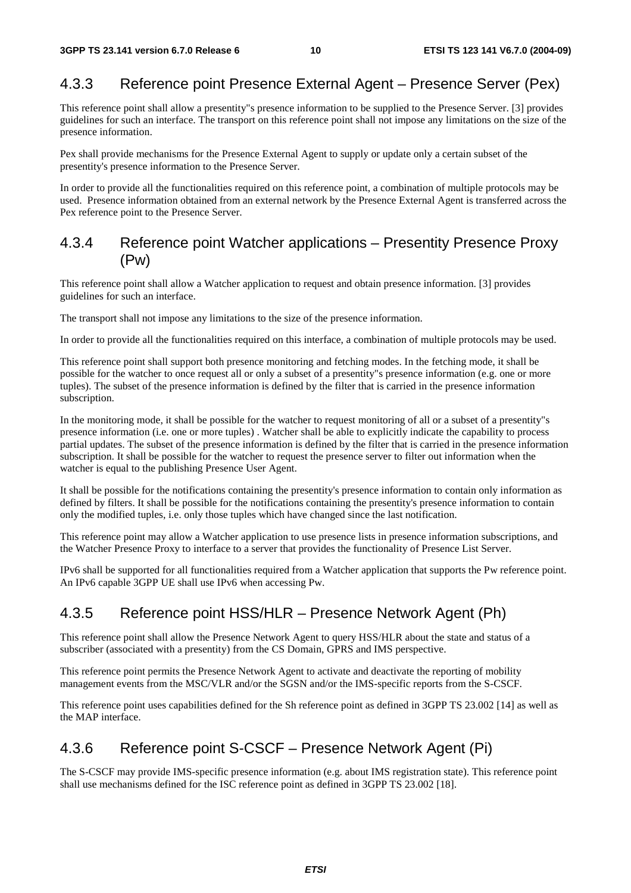### 4.3.3 Reference point Presence External Agent – Presence Server (Pex)

This reference point shall allow a presentity"s presence information to be supplied to the Presence Server. [3] provides guidelines for such an interface. The transport on this reference point shall not impose any limitations on the size of the presence information.

Pex shall provide mechanisms for the Presence External Agent to supply or update only a certain subset of the presentity's presence information to the Presence Server.

In order to provide all the functionalities required on this reference point, a combination of multiple protocols may be used. Presence information obtained from an external network by the Presence External Agent is transferred across the Pex reference point to the Presence Server.

### 4.3.4 Reference point Watcher applications – Presentity Presence Proxy (Pw)

This reference point shall allow a Watcher application to request and obtain presence information. [3] provides guidelines for such an interface.

The transport shall not impose any limitations to the size of the presence information.

In order to provide all the functionalities required on this interface, a combination of multiple protocols may be used.

This reference point shall support both presence monitoring and fetching modes. In the fetching mode, it shall be possible for the watcher to once request all or only a subset of a presentity"s presence information (e.g. one or more tuples). The subset of the presence information is defined by the filter that is carried in the presence information subscription.

In the monitoring mode, it shall be possible for the watcher to request monitoring of all or a subset of a presentity"s presence information (i.e. one or more tuples) . Watcher shall be able to explicitly indicate the capability to process partial updates. The subset of the presence information is defined by the filter that is carried in the presence information subscription. It shall be possible for the watcher to request the presence server to filter out information when the watcher is equal to the publishing Presence User Agent.

It shall be possible for the notifications containing the presentity's presence information to contain only information as defined by filters. It shall be possible for the notifications containing the presentity's presence information to contain only the modified tuples, i.e. only those tuples which have changed since the last notification.

This reference point may allow a Watcher application to use presence lists in presence information subscriptions, and the Watcher Presence Proxy to interface to a server that provides the functionality of Presence List Server.

IPv6 shall be supported for all functionalities required from a Watcher application that supports the Pw reference point. An IPv6 capable 3GPP UE shall use IPv6 when accessing Pw.

### 4.3.5 Reference point HSS/HLR – Presence Network Agent (Ph)

This reference point shall allow the Presence Network Agent to query HSS/HLR about the state and status of a subscriber (associated with a presentity) from the CS Domain, GPRS and IMS perspective.

This reference point permits the Presence Network Agent to activate and deactivate the reporting of mobility management events from the MSC/VLR and/or the SGSN and/or the IMS-specific reports from the S-CSCF.

This reference point uses capabilities defined for the Sh reference point as defined in 3GPP TS 23.002 [14] as well as the MAP interface.

### 4.3.6 Reference point S-CSCF – Presence Network Agent (Pi)

The S-CSCF may provide IMS-specific presence information (e.g. about IMS registration state). This reference point shall use mechanisms defined for the ISC reference point as defined in 3GPP TS 23.002 [18].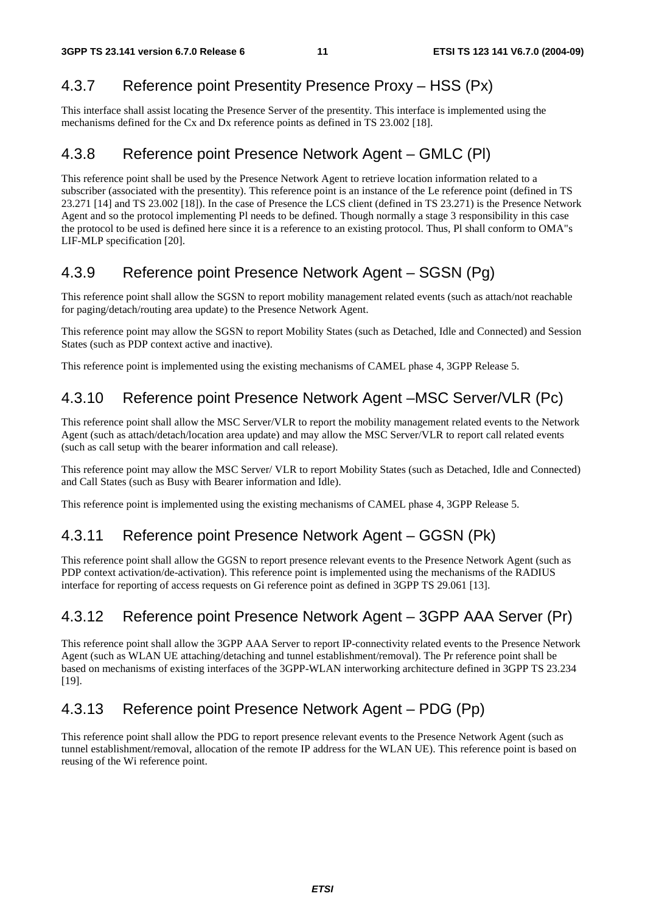### 4.3.7 Reference point Presentity Presence Proxy – HSS (Px)

This interface shall assist locating the Presence Server of the presentity. This interface is implemented using the mechanisms defined for the Cx and Dx reference points as defined in TS 23.002 [18].

### 4.3.8 Reference point Presence Network Agent – GMLC (Pl)

This reference point shall be used by the Presence Network Agent to retrieve location information related to a subscriber (associated with the presentity). This reference point is an instance of the Le reference point (defined in TS 23.271 [14] and TS 23.002 [18]). In the case of Presence the LCS client (defined in TS 23.271) is the Presence Network Agent and so the protocol implementing Pl needs to be defined. Though normally a stage 3 responsibility in this case the protocol to be used is defined here since it is a reference to an existing protocol. Thus, Pl shall conform to OMA"s LIF-MLP specification [20].

### 4.3.9 Reference point Presence Network Agent – SGSN (Pg)

This reference point shall allow the SGSN to report mobility management related events (such as attach/not reachable for paging/detach/routing area update) to the Presence Network Agent.

This reference point may allow the SGSN to report Mobility States (such as Detached, Idle and Connected) and Session States (such as PDP context active and inactive).

This reference point is implemented using the existing mechanisms of CAMEL phase 4, 3GPP Release 5.

### 4.3.10 Reference point Presence Network Agent –MSC Server/VLR (Pc)

This reference point shall allow the MSC Server/VLR to report the mobility management related events to the Network Agent (such as attach/detach/location area update) and may allow the MSC Server/VLR to report call related events (such as call setup with the bearer information and call release).

This reference point may allow the MSC Server/ VLR to report Mobility States (such as Detached, Idle and Connected) and Call States (such as Busy with Bearer information and Idle).

This reference point is implemented using the existing mechanisms of CAMEL phase 4, 3GPP Release 5.

### 4.3.11 Reference point Presence Network Agent – GGSN (Pk)

This reference point shall allow the GGSN to report presence relevant events to the Presence Network Agent (such as PDP context activation/de-activation). This reference point is implemented using the mechanisms of the RADIUS interface for reporting of access requests on Gi reference point as defined in 3GPP TS 29.061 [13].

### 4.3.12 Reference point Presence Network Agent – 3GPP AAA Server (Pr)

This reference point shall allow the 3GPP AAA Server to report IP-connectivity related events to the Presence Network Agent (such as WLAN UE attaching/detaching and tunnel establishment/removal). The Pr reference point shall be based on mechanisms of existing interfaces of the 3GPP-WLAN interworking architecture defined in 3GPP TS 23.234 [19].

### 4.3.13 Reference point Presence Network Agent – PDG (Pp)

This reference point shall allow the PDG to report presence relevant events to the Presence Network Agent (such as tunnel establishment/removal, allocation of the remote IP address for the WLAN UE). This reference point is based on reusing of the Wi reference point.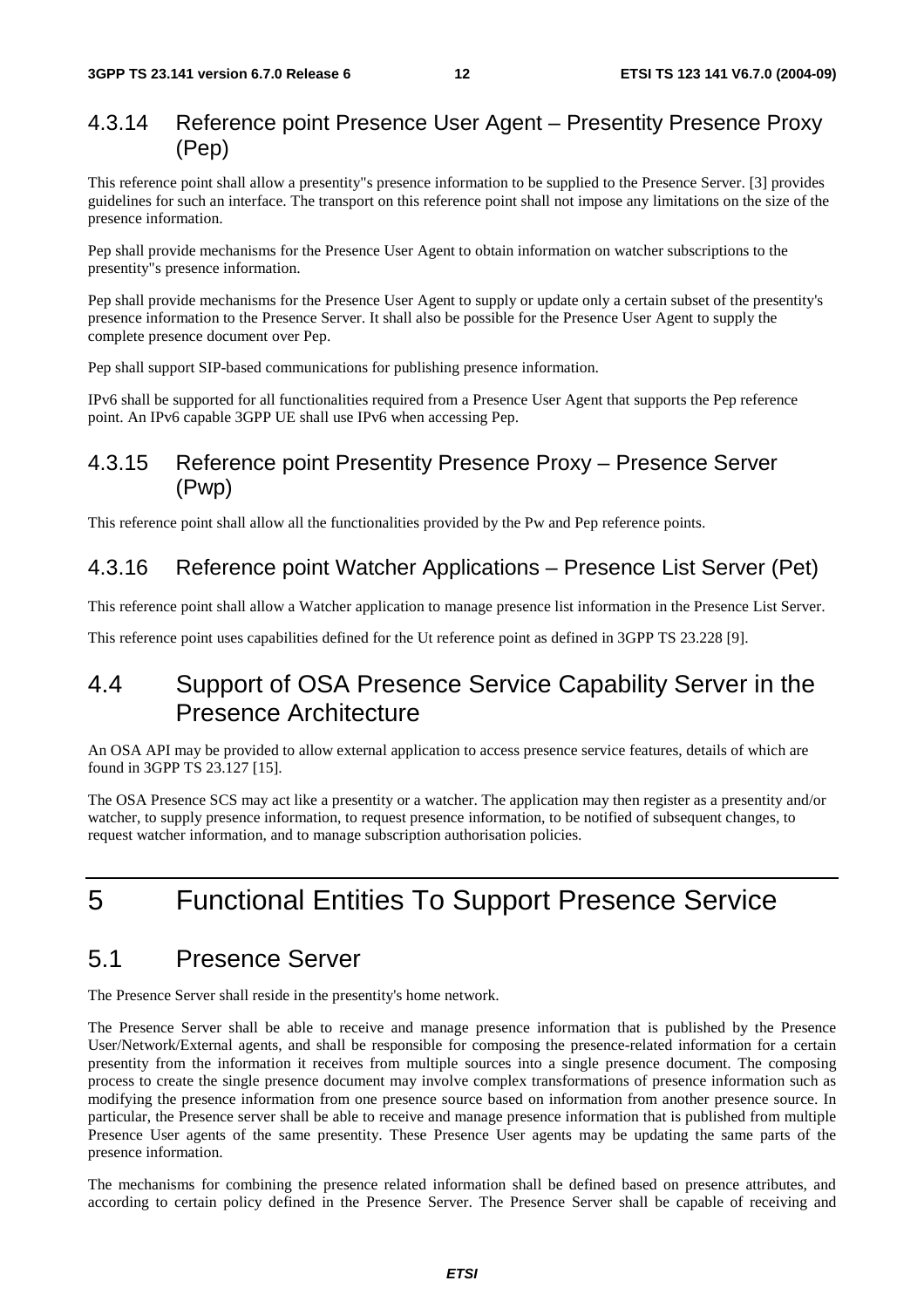### 4.3.14 Reference point Presence User Agent – Presentity Presence Proxy (Pep)

This reference point shall allow a presentity"s presence information to be supplied to the Presence Server. [3] provides guidelines for such an interface. The transport on this reference point shall not impose any limitations on the size of the presence information.

Pep shall provide mechanisms for the Presence User Agent to obtain information on watcher subscriptions to the presentity"s presence information.

Pep shall provide mechanisms for the Presence User Agent to supply or update only a certain subset of the presentity's presence information to the Presence Server. It shall also be possible for the Presence User Agent to supply the complete presence document over Pep.

Pep shall support SIP-based communications for publishing presence information.

IPv6 shall be supported for all functionalities required from a Presence User Agent that supports the Pep reference point. An IPv6 capable 3GPP UE shall use IPv6 when accessing Pep.

### 4.3.15 Reference point Presentity Presence Proxy – Presence Server (Pwp)

This reference point shall allow all the functionalities provided by the Pw and Pep reference points.

### 4.3.16 Reference point Watcher Applications – Presence List Server (Pet)

This reference point shall allow a Watcher application to manage presence list information in the Presence List Server.

This reference point uses capabilities defined for the Ut reference point as defined in 3GPP TS 23.228 [9].

## 4.4 Support of OSA Presence Service Capability Server in the Presence Architecture

An OSA API may be provided to allow external application to access presence service features, details of which are found in 3GPP TS 23.127 [15].

The OSA Presence SCS may act like a presentity or a watcher. The application may then register as a presentity and/or watcher, to supply presence information, to request presence information, to be notified of subsequent changes, to request watcher information, and to manage subscription authorisation policies.

# 5 Functional Entities To Support Presence Service

## 5.1 Presence Server

The Presence Server shall reside in the presentity's home network.

The Presence Server shall be able to receive and manage presence information that is published by the Presence User/Network/External agents, and shall be responsible for composing the presence-related information for a certain presentity from the information it receives from multiple sources into a single presence document. The composing process to create the single presence document may involve complex transformations of presence information such as modifying the presence information from one presence source based on information from another presence source. In particular, the Presence server shall be able to receive and manage presence information that is published from multiple Presence User agents of the same presentity. These Presence User agents may be updating the same parts of the presence information.

The mechanisms for combining the presence related information shall be defined based on presence attributes, and according to certain policy defined in the Presence Server. The Presence Server shall be capable of receiving and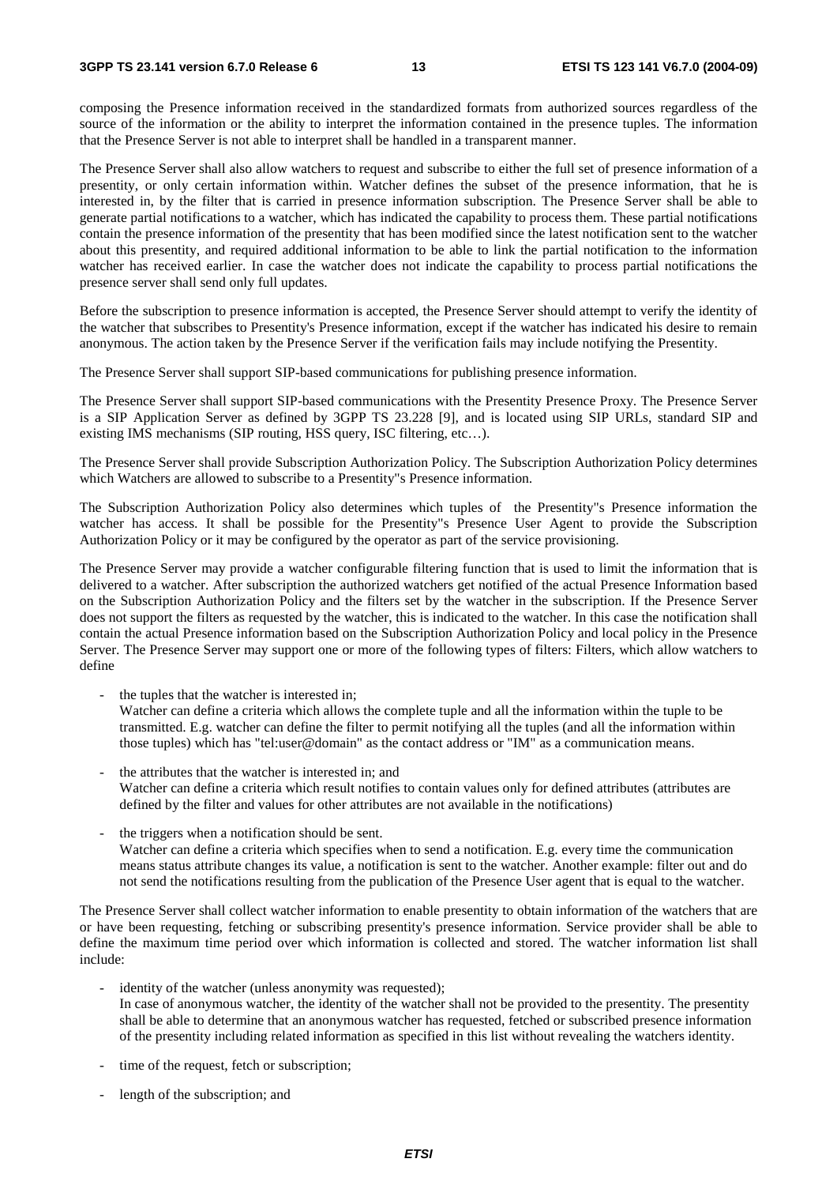composing the Presence information received in the standardized formats from authorized sources regardless of the source of the information or the ability to interpret the information contained in the presence tuples. The information that the Presence Server is not able to interpret shall be handled in a transparent manner.

The Presence Server shall also allow watchers to request and subscribe to either the full set of presence information of a presentity, or only certain information within. Watcher defines the subset of the presence information, that he is interested in, by the filter that is carried in presence information subscription. The Presence Server shall be able to generate partial notifications to a watcher, which has indicated the capability to process them. These partial notifications contain the presence information of the presentity that has been modified since the latest notification sent to the watcher about this presentity, and required additional information to be able to link the partial notification to the information watcher has received earlier. In case the watcher does not indicate the capability to process partial notifications the presence server shall send only full updates.

Before the subscription to presence information is accepted, the Presence Server should attempt to verify the identity of the watcher that subscribes to Presentity's Presence information, except if the watcher has indicated his desire to remain anonymous. The action taken by the Presence Server if the verification fails may include notifying the Presentity.

The Presence Server shall support SIP-based communications for publishing presence information.

The Presence Server shall support SIP-based communications with the Presentity Presence Proxy. The Presence Server is a SIP Application Server as defined by 3GPP TS 23.228 [9], and is located using SIP URLs, standard SIP and existing IMS mechanisms (SIP routing, HSS query, ISC filtering, etc…).

The Presence Server shall provide Subscription Authorization Policy. The Subscription Authorization Policy determines which Watchers are allowed to subscribe to a Presentity"s Presence information.

The Subscription Authorization Policy also determines which tuples of the Presentity"s Presence information the watcher has access. It shall be possible for the Presentity"s Presence User Agent to provide the Subscription Authorization Policy or it may be configured by the operator as part of the service provisioning.

The Presence Server may provide a watcher configurable filtering function that is used to limit the information that is delivered to a watcher. After subscription the authorized watchers get notified of the actual Presence Information based on the Subscription Authorization Policy and the filters set by the watcher in the subscription. If the Presence Server does not support the filters as requested by the watcher, this is indicated to the watcher. In this case the notification shall contain the actual Presence information based on the Subscription Authorization Policy and local policy in the Presence Server. The Presence Server may support one or more of the following types of filters: Filters, which allow watchers to define

- the tuples that the watcher is interested in;
  Watcher can define a criteria which allows the complete tuple and all the information within the tuple to be transmitted. E.g. watcher can define the filter to permit notifying all the tuples (and all the information within those tuples) which has "tel:user@domain" as the contact address or "IM" as a communication means.

- the attributes that the watcher is interested in; and
  Watcher can define a criteria which result notifies to contain values only for defined attributes (attributes are defined by the filter and values for other attributes are not available in the notifications)

- the triggers when a notification should be sent.
  Watcher can define a criteria which specifies when to send a notification. E.g. every time the communication means status attribute changes its value, a notification is sent to the watcher. Another example: filter out and do not send the notifications resulting from the publication of the Presence User agent that is equal to the watcher.

The Presence Server shall collect watcher information to enable presentity to obtain information of the watchers that are or have been requesting, fetching or subscribing presentity's presence information. Service provider shall be able to define the maximum time period over which information is collected and stored. The watcher information list shall include:

- identity of the watcher (unless anonymity was requested);
  In case of anonymous watcher, the identity of the watcher shall not be provided to the presentity. The presentity shall be able to determine that an anonymous watcher has requested, fetched or subscribed presence information of the presentity including related information as specified in this list without revealing the watchers identity.

- time of the request, fetch or subscription;

- length of the subscription; and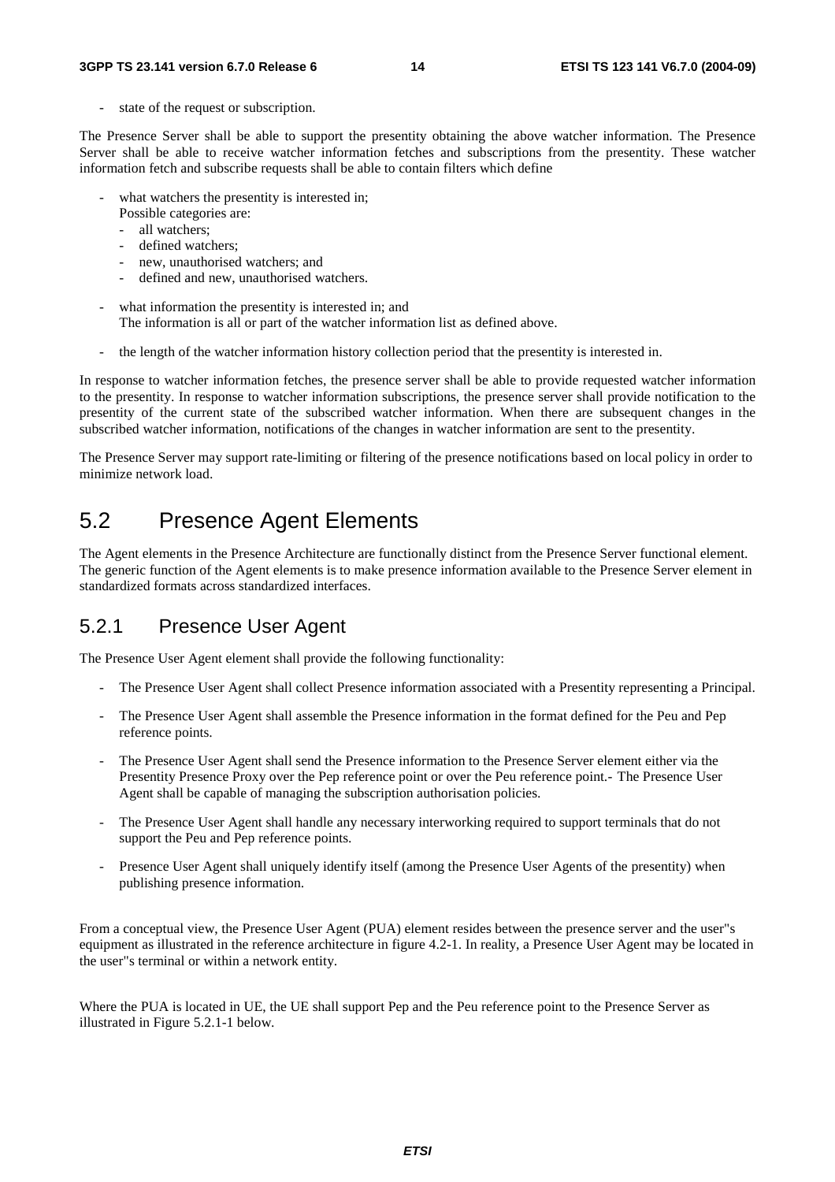- state of the request or subscription.

The Presence Server shall be able to support the presentity obtaining the above watcher information. The Presence Server shall be able to receive watcher information fetches and subscriptions from the presentity. These watcher information fetch and subscribe requests shall be able to contain filters which define

- what watchers the presentity is interested in;
  Possible categories are:
  - all watchers;
  - defined watchers;
  - new, unauthorised watchers; and
  - defined and new, unauthorised watchers.
- what information the presentity is interested in; and
  The information is all or part of the watcher information list as defined above.
- the length of the watcher information history collection period that the presentity is interested in.

In response to watcher information fetches, the presence server shall be able to provide requested watcher information to the presentity. In response to watcher information subscriptions, the presence server shall provide notification to the presentity of the current state of the subscribed watcher information. When there are subsequent changes in the subscribed watcher information, notifications of the changes in watcher information are sent to the presentity.

The Presence Server may support rate-limiting or filtering of the presence notifications based on local policy in order to minimize network load.

## 5.2 Presence Agent Elements

The Agent elements in the Presence Architecture are functionally distinct from the Presence Server functional element. The generic function of the Agent elements is to make presence information available to the Presence Server element in standardized formats across standardized interfaces.

### 5.2.1 Presence User Agent

The Presence User Agent element shall provide the following functionality:

- The Presence User Agent shall collect Presence information associated with a Presentity representing a Principal.
- The Presence User Agent shall assemble the Presence information in the format defined for the Peu and Pep reference points.
- The Presence User Agent shall send the Presence information to the Presence Server element either via the Presentity Presence Proxy over the Pep reference point or over the Peu reference point.- The Presence User Agent shall be capable of managing the subscription authorisation policies.
- The Presence User Agent shall handle any necessary interworking required to support terminals that do not support the Peu and Pep reference points.
- Presence User Agent shall uniquely identify itself (among the Presence User Agents of the presentity) when publishing presence information.

From a conceptual view, the Presence User Agent (PUA) element resides between the presence server and the user"s equipment as illustrated in the reference architecture in figure 4.2-1. In reality, a Presence User Agent may be located in the user"s terminal or within a network entity.

Where the PUA is located in UE, the UE shall support Pep and the Peu reference point to the Presence Server as illustrated in Figure 5.2.1-1 below.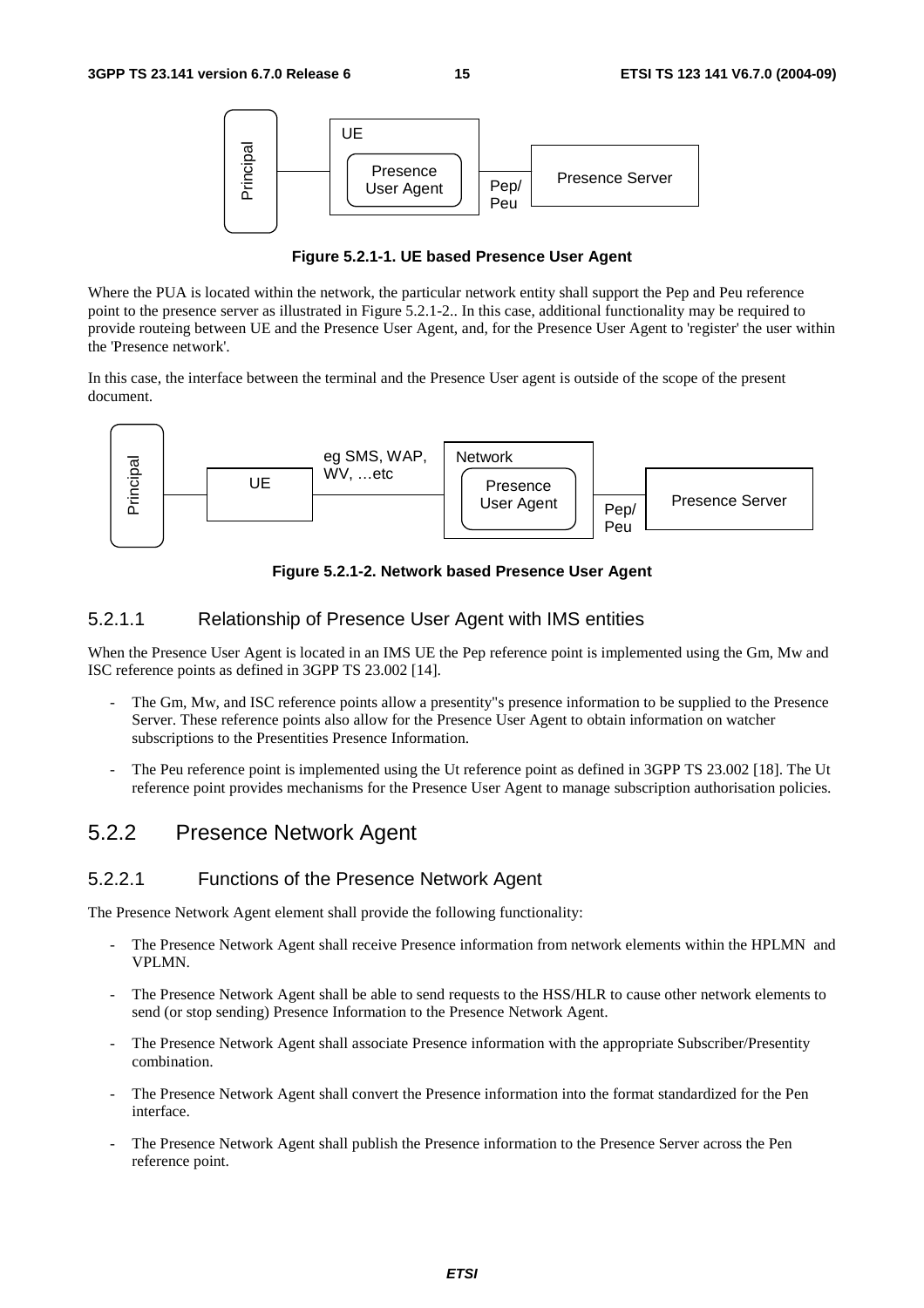**Figure 5.2.1-1. UE based Presence User Agent**

Where the PUA is located within the network, the particular network entity shall support the Pep and Peu reference point to the presence server as illustrated in Figure 5.2.1-2.. In this case, additional functionality may be required to provide routeing between UE and the Presence User Agent, and, for the Presence User Agent to 'register' the user within the 'Presence network'.

In this case, the interface between the terminal and the Presence User agent is outside of the scope of the present document.

**Figure 5.2.1-2. Network based Presence User Agent**

### 5.2.1.1 Relationship of Presence User Agent with IMS entities

When the Presence User Agent is located in an IMS UE the Pep reference point is implemented using the Gm, Mw and ISC reference points as defined in 3GPP TS 23.002 [14].

- The Gm, Mw, and ISC reference points allow a presentity''s presence information to be supplied to the Presence Server. These reference points also allow for the Presence User Agent to obtain information on watcher subscriptions to the Presentities Presence Information.
- The Peu reference point is implemented using the Ut reference point as defined in 3GPP TS 23.002 [18]. The Ut reference point provides mechanisms for the Presence User Agent to manage subscription authorisation policies.

## 5.2.2 Presence Network Agent

### 5.2.2.1 Functions of the Presence Network Agent

The Presence Network Agent element shall provide the following functionality:

- The Presence Network Agent shall receive Presence information from network elements within the HPLMN and VPLMN.
- The Presence Network Agent shall be able to send requests to the HSS/HLR to cause other network elements to send (or stop sending) Presence Information to the Presence Network Agent.
- The Presence Network Agent shall associate Presence information with the appropriate Subscriber/Presentity combination.
- The Presence Network Agent shall convert the Presence information into the format standardized for the Pen interface.
- The Presence Network Agent shall publish the Presence information to the Presence Server across the Pen reference point.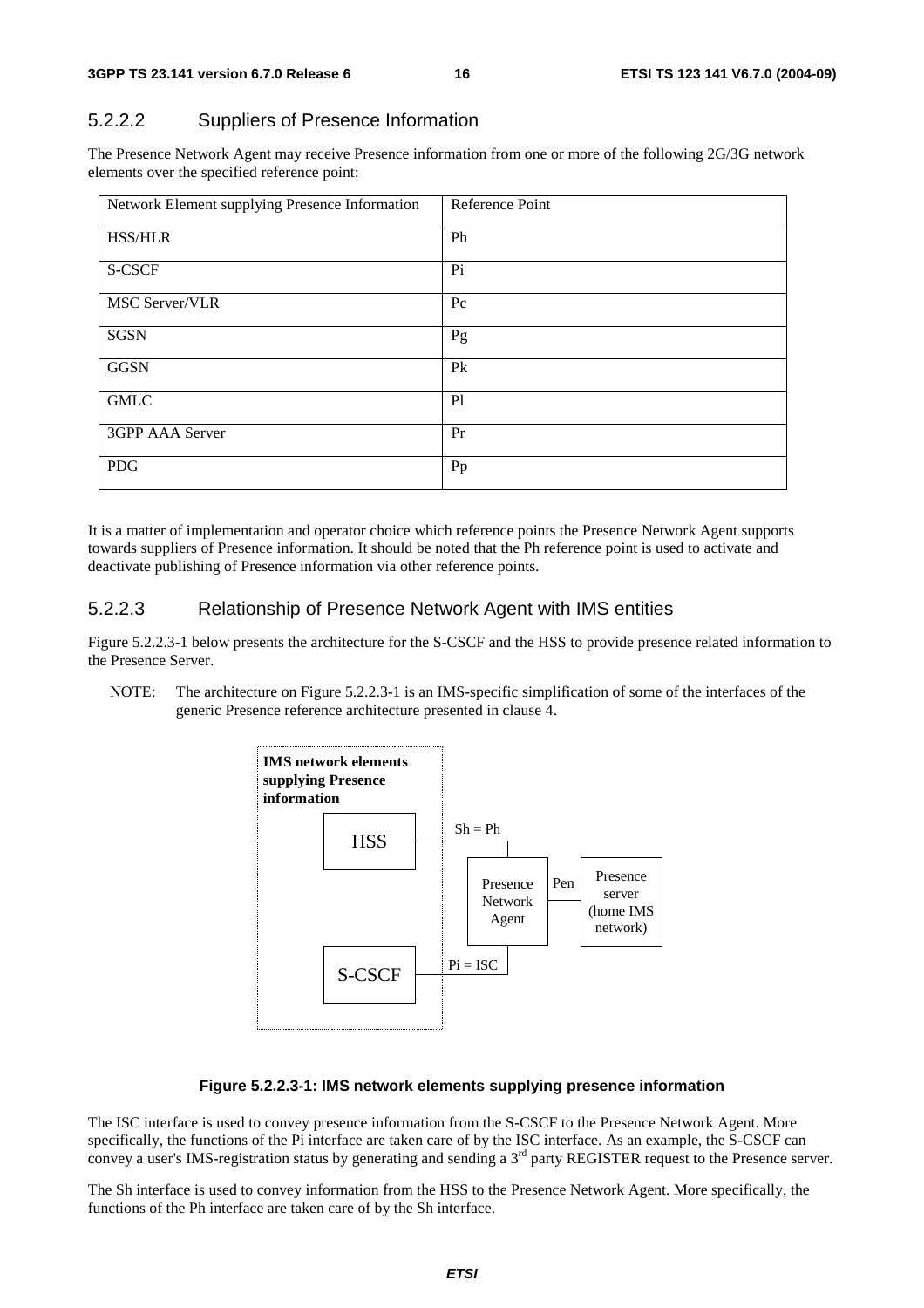### 5.2.2.2 Suppliers of Presence Information

The Presence Network Agent may receive Presence information from one or more of the following 2G/3G network elements over the specified reference point:

| Network Element supplying Presence Information | Reference Point |
|---|---|
| HSS/HLR | Ph |
| S-CSCF | Pi |
| MSC Server/VLR | Pc |
| SGSN | Pg |
| GGSN | Pk |
| GMLC | Pl |
| 3GPP AAA Server | Pr |
| PDG | Pp |

It is a matter of implementation and operator choice which reference points the Presence Network Agent supports towards suppliers of Presence information. It should be noted that the Ph reference point is used to activate and deactivate publishing of Presence information via other reference points.

### 5.2.2.3 Relationship of Presence Network Agent with IMS entities

Figure 5.2.2.3-1 below presents the architecture for the S-CSCF and the HSS to provide presence related information to the Presence Server.

NOTE: The architecture on Figure 5.2.2.3-1 is an IMS-specific simplification of some of the interfaces of the generic Presence reference architecture presented in clause 4.

**Figure 5.2.2.3-1: IMS network elements supplying presence information**

The ISC interface is used to convey presence information from the S-CSCF to the Presence Network Agent. More specifically, the functions of the Pi interface are taken care of by the ISC interface. As an example, the S-CSCF can convey a user's IMS-registration status by generating and sending a 3rd party REGISTER request to the Presence server.

The Sh interface is used to convey information from the HSS to the Presence Network Agent. More specifically, the functions of the Ph interface are taken care of by the Sh interface.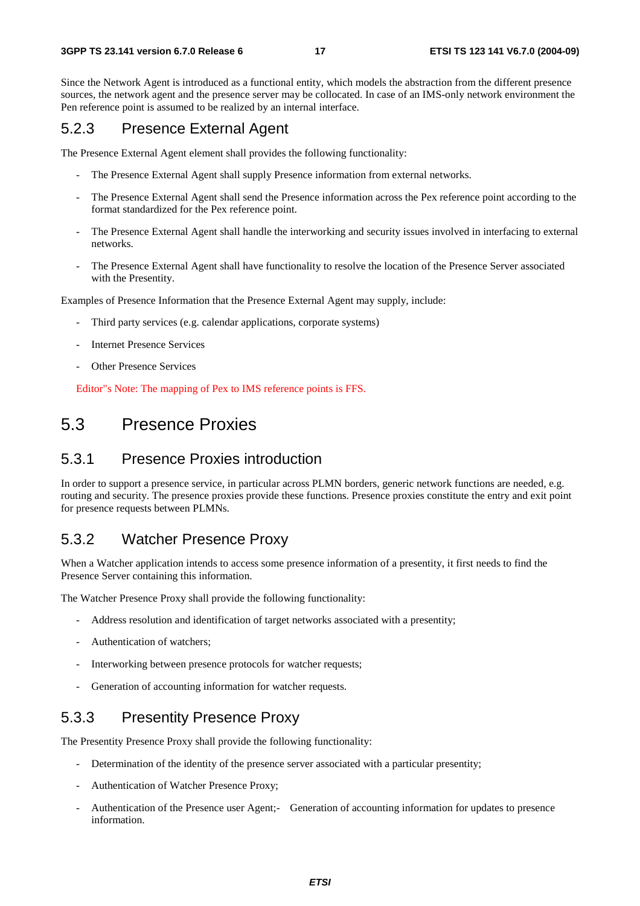Since the Network Agent is introduced as a functional entity, which models the abstraction from the different presence sources, the network agent and the presence server may be collocated. In case of an IMS-only network environment the Pen reference point is assumed to be realized by an internal interface.

### 5.2.3 Presence External Agent

The Presence External Agent element shall provides the following functionality:

- The Presence External Agent shall supply Presence information from external networks.
- The Presence External Agent shall send the Presence information across the Pex reference point according to the format standardized for the Pex reference point.
- The Presence External Agent shall handle the interworking and security issues involved in interfacing to external networks.
- The Presence External Agent shall have functionality to resolve the location of the Presence Server associated with the Presentity.

Examples of Presence Information that the Presence External Agent may supply, include:

- Third party services (e.g. calendar applications, corporate systems)
- Internet Presence Services
- Other Presence Services

Editor"s Note: The mapping of Pex to IMS reference points is FFS.

## 5.3 Presence Proxies

### 5.3.1 Presence Proxies introduction

In order to support a presence service, in particular across PLMN borders, generic network functions are needed, e.g. routing and security. The presence proxies provide these functions. Presence proxies constitute the entry and exit point for presence requests between PLMNs.

### 5.3.2 Watcher Presence Proxy

When a Watcher application intends to access some presence information of a presentity, it first needs to find the Presence Server containing this information.

The Watcher Presence Proxy shall provide the following functionality:

- Address resolution and identification of target networks associated with a presentity;
- Authentication of watchers;
- Interworking between presence protocols for watcher requests;
- Generation of accounting information for watcher requests.

### 5.3.3 Presentity Presence Proxy

The Presentity Presence Proxy shall provide the following functionality:

- Determination of the identity of the presence server associated with a particular presentity;
- Authentication of Watcher Presence Proxy;
- Authentication of the Presence user Agent;- Generation of accounting information for updates to presence information.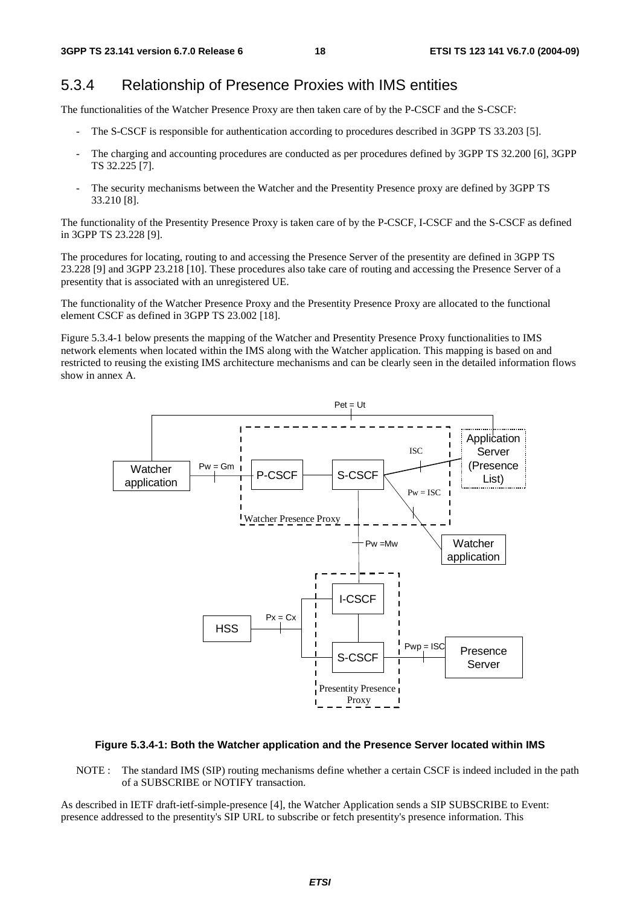### 5.3.4 Relationship of Presence Proxies with IMS entities

The functionalities of the Watcher Presence Proxy are then taken care of by the P-CSCF and the S-CSCF:

- The S-CSCF is responsible for authentication according to procedures described in 3GPP TS 33.203 [5].
- The charging and accounting procedures are conducted as per procedures defined by 3GPP TS 32.200 [6], 3GPP TS 32.225 [7].
- The security mechanisms between the Watcher and the Presentity Presence proxy are defined by 3GPP TS 33.210 [8].

The functionality of the Presentity Presence Proxy is taken care of by the P-CSCF, I-CSCF and the S-CSCF as defined in 3GPP TS 23.228 [9].

The procedures for locating, routing to and accessing the Presence Server of the presentity are defined in 3GPP TS 23.228 [9] and 3GPP 23.218 [10]. These procedures also take care of routing and accessing the Presence Server of a presentity that is associated with an unregistered UE.

The functionality of the Watcher Presence Proxy and the Presentity Presence Proxy are allocated to the functional element CSCF as defined in 3GPP TS 23.002 [18].

Figure 5.3.4-1 below presents the mapping of the Watcher and Presentity Presence Proxy functionalities to IMS network elements when located within the IMS along with the Watcher application. This mapping is based on and restricted to reusing the existing IMS architecture mechanisms and can be clearly seen in the detailed information flows show in annex A.

**Figure 5.3.4-1: Both the Watcher application and the Presence Server located within IMS**

NOTE : The standard IMS (SIP) routing mechanisms define whether a certain CSCF is indeed included in the path of a SUBSCRIBE or NOTIFY transaction.

As described in IETF draft-ietf-simple-presence [4], the Watcher Application sends a SIP SUBSCRIBE to Event: presence addressed to the presentity's SIP URL to subscribe or fetch presentity's presence information. This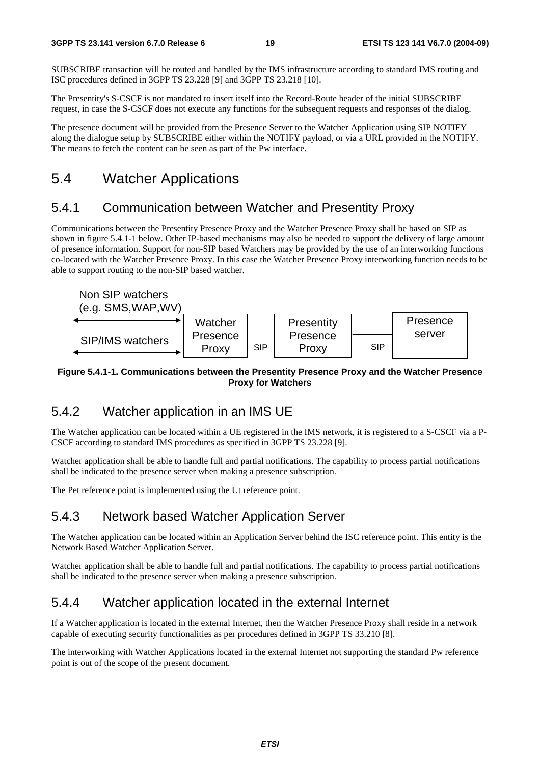SUBSCRIBE transaction will be routed and handled by the IMS infrastructure according to standard IMS routing and ISC procedures defined in 3GPP TS 23.228 [9] and 3GPP TS 23.218 [10].

The Presentity's S-CSCF is not mandated to insert itself into the Record-Route header of the initial SUBSCRIBE request, in case the S-CSCF does not execute any functions for the subsequent requests and responses of the dialog.

The presence document will be provided from the Presence Server to the Watcher Application using SIP NOTIFY along the dialogue setup by SUBSCRIBE either within the NOTIFY payload, or via a URL provided in the NOTIFY. The means to fetch the content can be seen as part of the Pw interface.

# 5.4 Watcher Applications

## 5.4.1 Communication between Watcher and Presentity Proxy

Communications between the Presentity Presence Proxy and the Watcher Presence Proxy shall be based on SIP as shown in figure 5.4.1-1 below. Other IP-based mechanisms may also be needed to support the delivery of large amount of presence information. Support for non-SIP based Watchers may be provided by the use of an interworking functions co-located with the Watcher Presence Proxy. In this case the Watcher Presence Proxy interworking function needs to be able to support routing to the non-SIP based watcher.

Non SIP watchers (e.g. SMS,WAP,WV) — SIP/IMS watchers — Watcher Presence Proxy — SIP — Presentity Presence Proxy — SIP — Presence server

**Figure 5.4.1-1. Communications between the Presentity Presence Proxy and the Watcher Presence Proxy for Watchers**

## 5.4.2 Watcher application in an IMS UE

The Watcher application can be located within a UE registered in the IMS network, it is registered to a S-CSCF via a P-CSCF according to standard IMS procedures as specified in 3GPP TS 23.228 [9].

Watcher application shall be able to handle full and partial notifications. The capability to process partial notifications shall be indicated to the presence server when making a presence subscription.

The Pet reference point is implemented using the Ut reference point.

## 5.4.3 Network based Watcher Application Server

The Watcher application can be located within an Application Server behind the ISC reference point. This entity is the Network Based Watcher Application Server.

Watcher application shall be able to handle full and partial notifications. The capability to process partial notifications shall be indicated to the presence server when making a presence subscription.

## 5.4.4 Watcher application located in the external Internet

If a Watcher application is located in the external Internet, then the Watcher Presence Proxy shall reside in a network capable of executing security functionalities as per procedures defined in 3GPP TS 33.210 [8].

The interworking with Watcher Applications located in the external Internet not supporting the standard Pw reference point is out of the scope of the present document.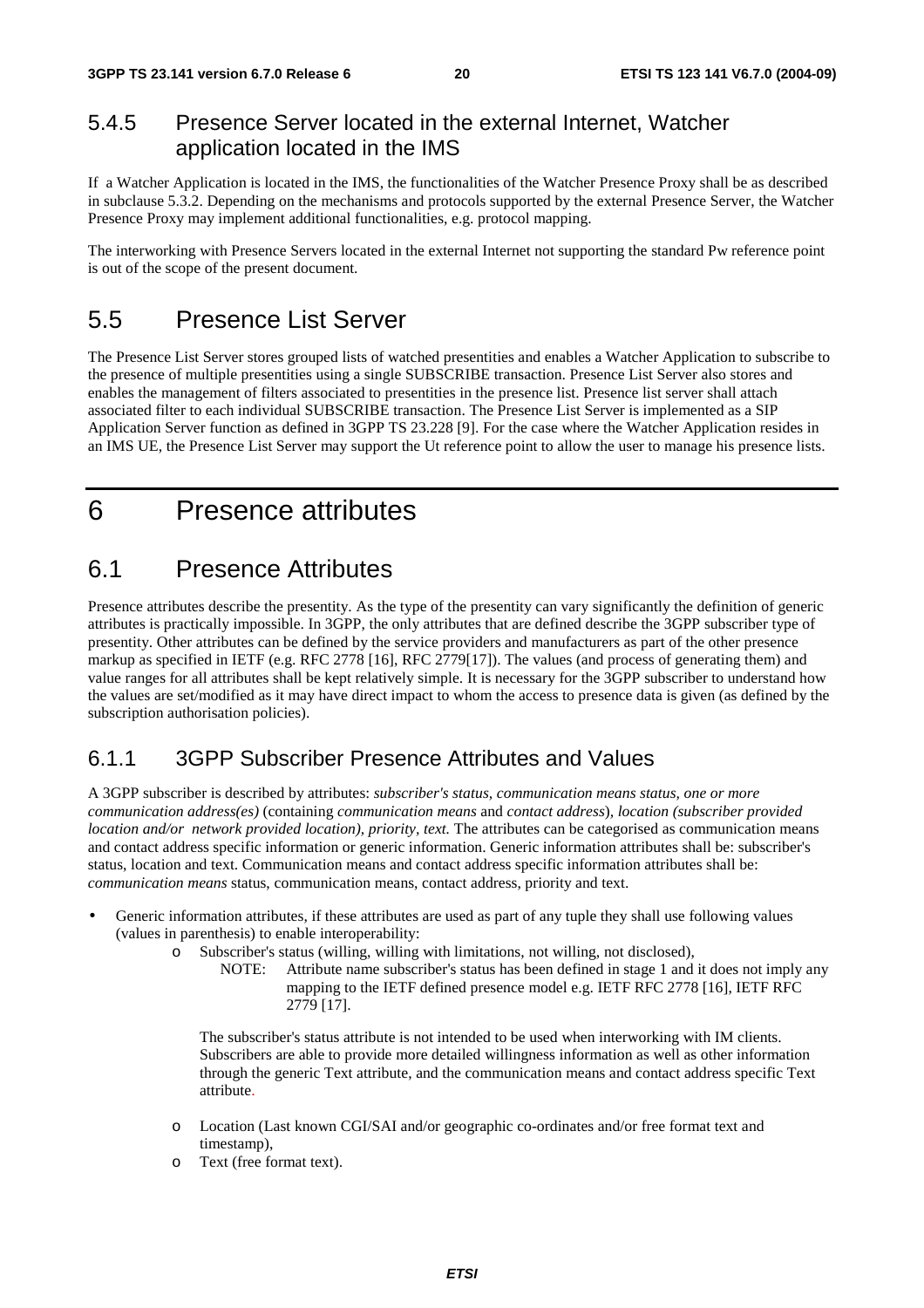### 5.4.5 Presence Server located in the external Internet, Watcher application located in the IMS

If a Watcher Application is located in the IMS, the functionalities of the Watcher Presence Proxy shall be as described in subclause 5.3.2. Depending on the mechanisms and protocols supported by the external Presence Server, the Watcher Presence Proxy may implement additional functionalities, e.g. protocol mapping.

The interworking with Presence Servers located in the external Internet not supporting the standard Pw reference point is out of the scope of the present document.

## 5.5 Presence List Server

The Presence List Server stores grouped lists of watched presentities and enables a Watcher Application to subscribe to the presence of multiple presentities using a single SUBSCRIBE transaction. Presence List Server also stores and enables the management of filters associated to presentities in the presence list. Presence list server shall attach associated filter to each individual SUBSCRIBE transaction. The Presence List Server is implemented as a SIP Application Server function as defined in 3GPP TS 23.228 [9]. For the case where the Watcher Application resides in an IMS UE, the Presence List Server may support the Ut reference point to allow the user to manage his presence lists.

# 6 Presence attributes

## 6.1 Presence Attributes

Presence attributes describe the presentity. As the type of the presentity can vary significantly the definition of generic attributes is practically impossible. In 3GPP, the only attributes that are defined describe the 3GPP subscriber type of presentity. Other attributes can be defined by the service providers and manufacturers as part of the other presence markup as specified in IETF (e.g. RFC 2778 [16], RFC 2779[17]). The values (and process of generating them) and value ranges for all attributes shall be kept relatively simple. It is necessary for the 3GPP subscriber to understand how the values are set/modified as it may have direct impact to whom the access to presence data is given (as defined by the subscription authorisation policies).

### 6.1.1 3GPP Subscriber Presence Attributes and Values

A 3GPP subscriber is described by attributes: *subscriber's status, communication means status, one or more communication address(es)* (containing *communication means* and *contact address*), *location (subscriber provided location and/or network provided location), priority, text.* The attributes can be categorised as communication means and contact address specific information or generic information. Generic information attributes shall be: subscriber's status, location and text. Communication means and contact address specific information attributes shall be: *communication means* status, communication means, contact address, priority and text.

- Generic information attributes, if these attributes are used as part of any tuple they shall use following values (values in parenthesis) to enable interoperability:
  - Subscriber's status (willing, willing with limitations, not willing, not disclosed),

    NOTE: Attribute name subscriber's status has been defined in stage 1 and it does not imply any mapping to the IETF defined presence model e.g. IETF RFC 2778 [16], IETF RFC 2779 [17].

    The subscriber's status attribute is not intended to be used when interworking with IM clients. Subscribers are able to provide more detailed willingness information as well as other information through the generic Text attribute, and the communication means and contact address specific Text attribute.

  - Location (Last known CGI/SAI and/or geographic co-ordinates and/or free format text and timestamp),
  - Text (free format text).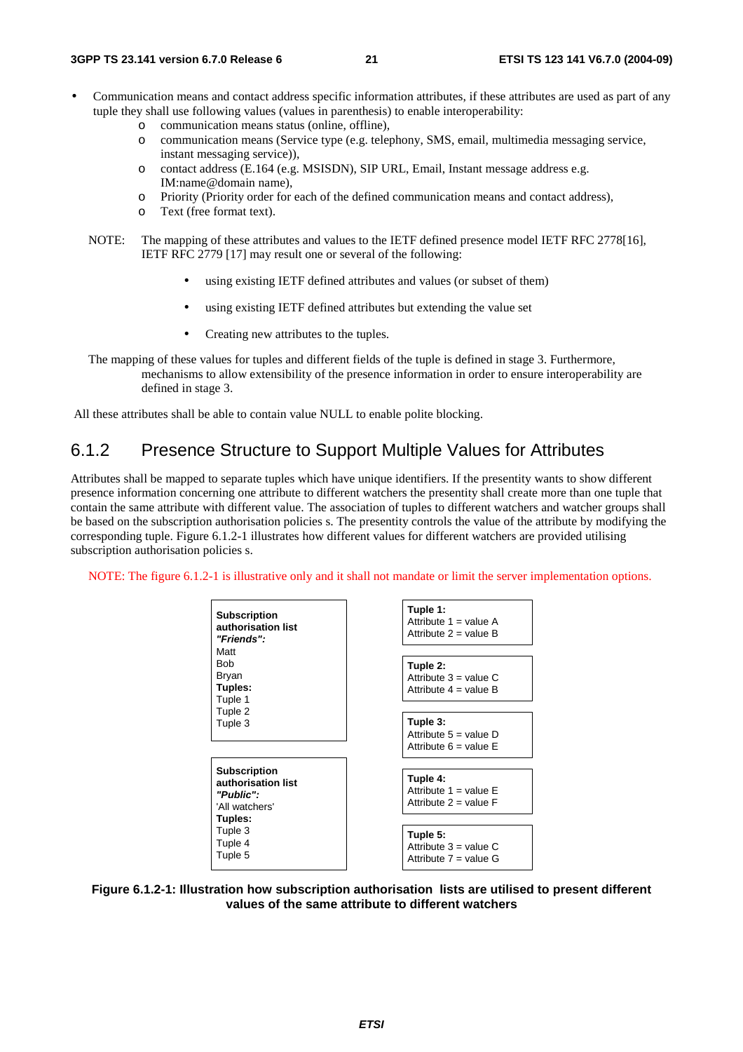- Communication means and contact address specific information attributes, if these attributes are used as part of any tuple they shall use following values (values in parenthesis) to enable interoperability:
  - communication means status (online, offline),
  - communication means (Service type (e.g. telephony, SMS, email, multimedia messaging service, instant messaging service)),
  - contact address (E.164 (e.g. MSISDN), SIP URL, Email, Instant message address e.g. IM:name@domain name),
  - Priority (Priority order for each of the defined communication means and contact address),
  - Text (free format text).

NOTE: The mapping of these attributes and values to the IETF defined presence model IETF RFC 2778[16], IETF RFC 2779 [17] may result one or several of the following:

- using existing IETF defined attributes and values (or subset of them)
- using existing IETF defined attributes but extending the value set
- Creating new attributes to the tuples.

The mapping of these values for tuples and different fields of the tuple is defined in stage 3. Furthermore, mechanisms to allow extensibility of the presence information in order to ensure interoperability are defined in stage 3.

All these attributes shall be able to contain value NULL to enable polite blocking.

### 6.1.2 Presence Structure to Support Multiple Values for Attributes

Attributes shall be mapped to separate tuples which have unique identifiers. If the presentity wants to show different presence information concerning one attribute to different watchers the presentity shall create more than one tuple that contain the same attribute with different value. The association of tuples to different watchers and watcher groups shall be based on the subscription authorisation policies s. The presentity controls the value of the attribute by modifying the corresponding tuple. Figure 6.1.2-1 illustrates how different values for different watchers are provided utilising subscription authorisation policies s.

NOTE: The figure 6.1.2-1 is illustrative only and it shall not mandate or limit the server implementation options.

| Subscription authorisation list | Tuples |
|---|---|
| **Subscription authorisation list *"Friends"*:** Matt, Bob, Bryan<br>**Tuples:** Tuple 1, Tuple 2, Tuple 3 | **Tuple 1:** Attribute 1 = value A, Attribute 2 = value B<br>**Tuple 2:** Attribute 3 = value C, Attribute 4 = value B<br>**Tuple 3:** Attribute 5 = value D, Attribute 6 = value E |
| **Subscription authorisation list *"Public"*:** 'All watchers'<br>**Tuples:** Tuple 3, Tuple 4, Tuple 5 | **Tuple 4:** Attribute 1 = value E, Attribute 2 = value F<br>**Tuple 5:** Attribute 3 = value C, Attribute 7 = value G |

**Figure 6.1.2-1: Illustration how subscription authorisation lists are utilised to present different values of the same attribute to different watchers**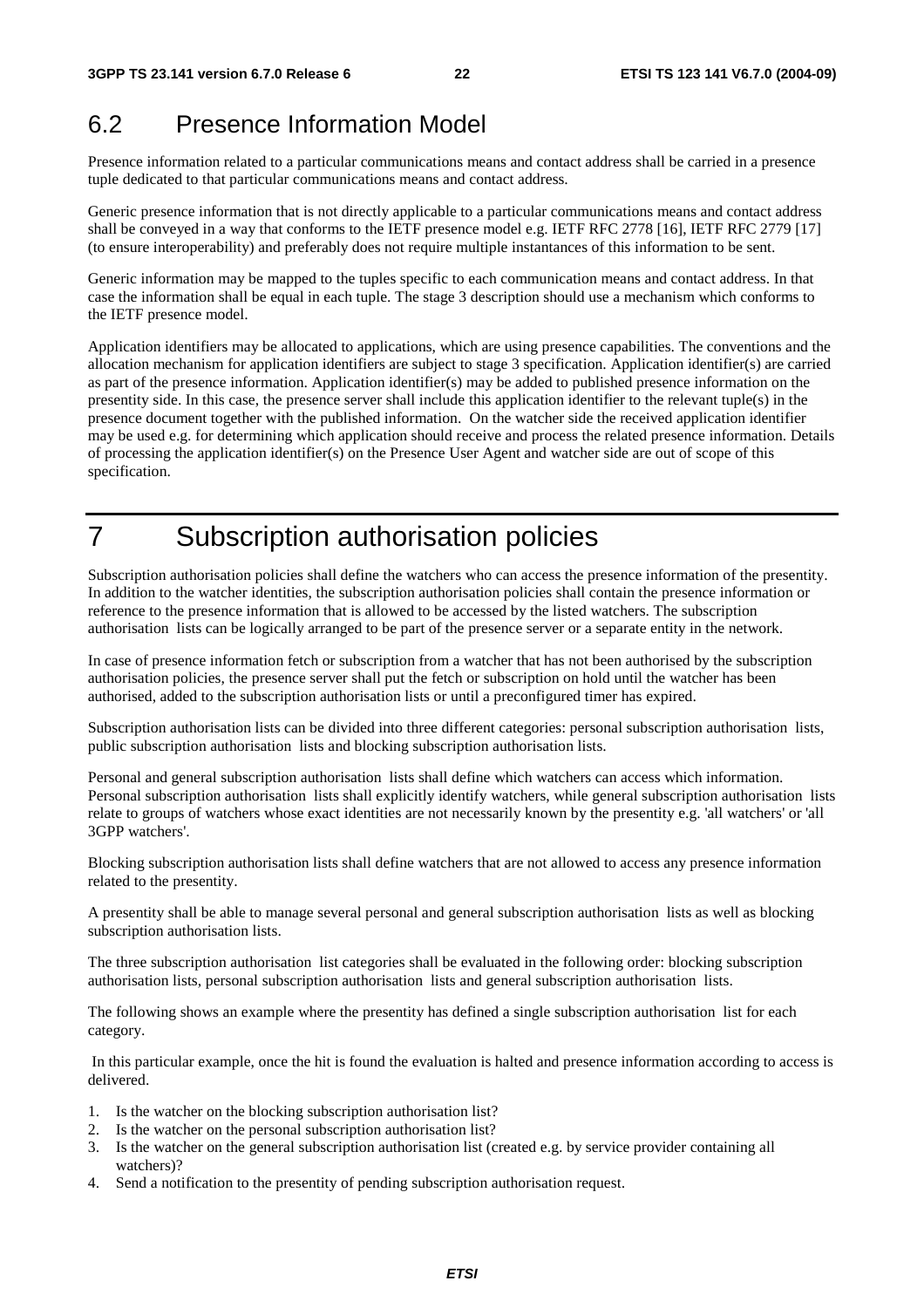## 6.2 Presence Information Model

Presence information related to a particular communications means and contact address shall be carried in a presence tuple dedicated to that particular communications means and contact address.

Generic presence information that is not directly applicable to a particular communications means and contact address shall be conveyed in a way that conforms to the IETF presence model e.g. IETF RFC 2778 [16], IETF RFC 2779 [17] (to ensure interoperability) and preferably does not require multiple instantances of this information to be sent.

Generic information may be mapped to the tuples specific to each communication means and contact address. In that case the information shall be equal in each tuple. The stage 3 description should use a mechanism which conforms to the IETF presence model.

Application identifiers may be allocated to applications, which are using presence capabilities. The conventions and the allocation mechanism for application identifiers are subject to stage 3 specification. Application identifier(s) are carried as part of the presence information. Application identifier(s) may be added to published presence information on the presentity side. In this case, the presence server shall include this application identifier to the relevant tuple(s) in the presence document together with the published information. On the watcher side the received application identifier may be used e.g. for determining which application should receive and process the related presence information. Details of processing the application identifier(s) on the Presence User Agent and watcher side are out of scope of this specification.

# 7 Subscription authorisation policies

Subscription authorisation policies shall define the watchers who can access the presence information of the presentity. In addition to the watcher identities, the subscription authorisation policies shall contain the presence information or reference to the presence information that is allowed to be accessed by the listed watchers. The subscription authorisation lists can be logically arranged to be part of the presence server or a separate entity in the network.

In case of presence information fetch or subscription from a watcher that has not been authorised by the subscription authorisation policies, the presence server shall put the fetch or subscription on hold until the watcher has been authorised, added to the subscription authorisation lists or until a preconfigured timer has expired.

Subscription authorisation lists can be divided into three different categories: personal subscription authorisation lists, public subscription authorisation lists and blocking subscription authorisation lists.

Personal and general subscription authorisation lists shall define which watchers can access which information. Personal subscription authorisation lists shall explicitly identify watchers, while general subscription authorisation lists relate to groups of watchers whose exact identities are not necessarily known by the presentity e.g. 'all watchers' or 'all 3GPP watchers'.

Blocking subscription authorisation lists shall define watchers that are not allowed to access any presence information related to the presentity.

A presentity shall be able to manage several personal and general subscription authorisation lists as well as blocking subscription authorisation lists.

The three subscription authorisation list categories shall be evaluated in the following order: blocking subscription authorisation lists, personal subscription authorisation lists and general subscription authorisation lists.

The following shows an example where the presentity has defined a single subscription authorisation list for each category.

In this particular example, once the hit is found the evaluation is halted and presence information according to access is delivered.

1. Is the watcher on the blocking subscription authorisation list?
2. Is the watcher on the personal subscription authorisation list?
3. Is the watcher on the general subscription authorisation list (created e.g. by service provider containing all watchers)?
4. Send a notification to the presentity of pending subscription authorisation request.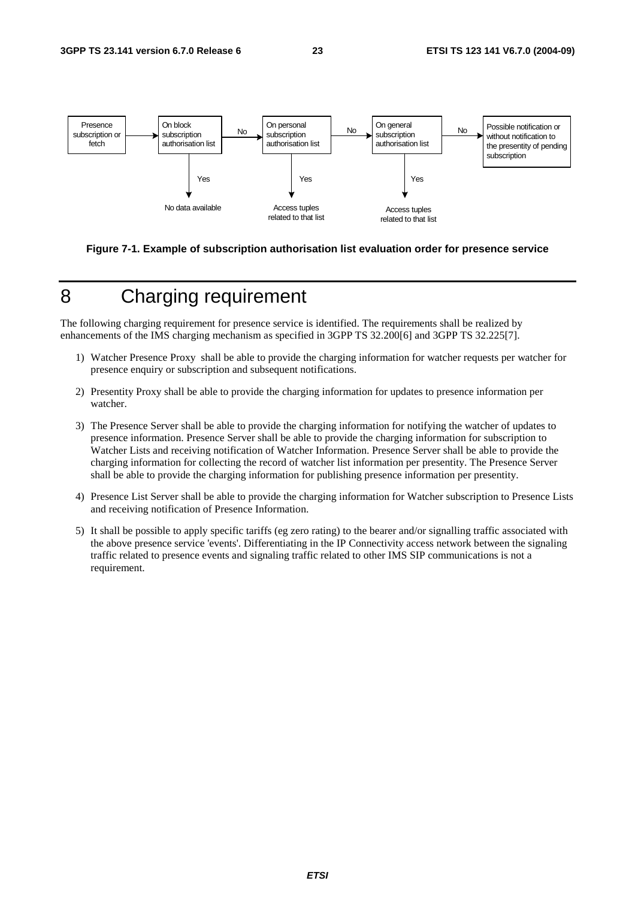Presence subscription or fetch → On block subscription authorisation list —No→ On personal subscription authorisation list —No→ On general subscription authorisation list —No→ Possible notification or without notification to the presentity of pending subscription

On block subscription authorisation list —Yes→ No data available

On personal subscription authorisation list —Yes→ Access tuples related to that list

On general subscription authorisation list —Yes→ Access tuples related to that list

**Figure 7-1. Example of subscription authorisation list evaluation order for presence service**

# 8 Charging requirement

The following charging requirement for presence service is identified. The requirements shall be realized by enhancements of the IMS charging mechanism as specified in 3GPP TS 32.200[6] and 3GPP TS 32.225[7].

1) Watcher Presence Proxy shall be able to provide the charging information for watcher requests per watcher for presence enquiry or subscription and subsequent notifications.

2) Presentity Proxy shall be able to provide the charging information for updates to presence information per watcher.

3) The Presence Server shall be able to provide the charging information for notifying the watcher of updates to presence information. Presence Server shall be able to provide the charging information for subscription to Watcher Lists and receiving notification of Watcher Information. Presence Server shall be able to provide the charging information for collecting the record of watcher list information per presentity. The Presence Server shall be able to provide the charging information for publishing presence information per presentity.

4) Presence List Server shall be able to provide the charging information for Watcher subscription to Presence Lists and receiving notification of Presence Information.

5) It shall be possible to apply specific tariffs (eg zero rating) to the bearer and/or signalling traffic associated with the above presence service 'events'. Differentiating in the IP Connectivity access network between the signaling traffic related to presence events and signaling traffic related to other IMS SIP communications is not a requirement.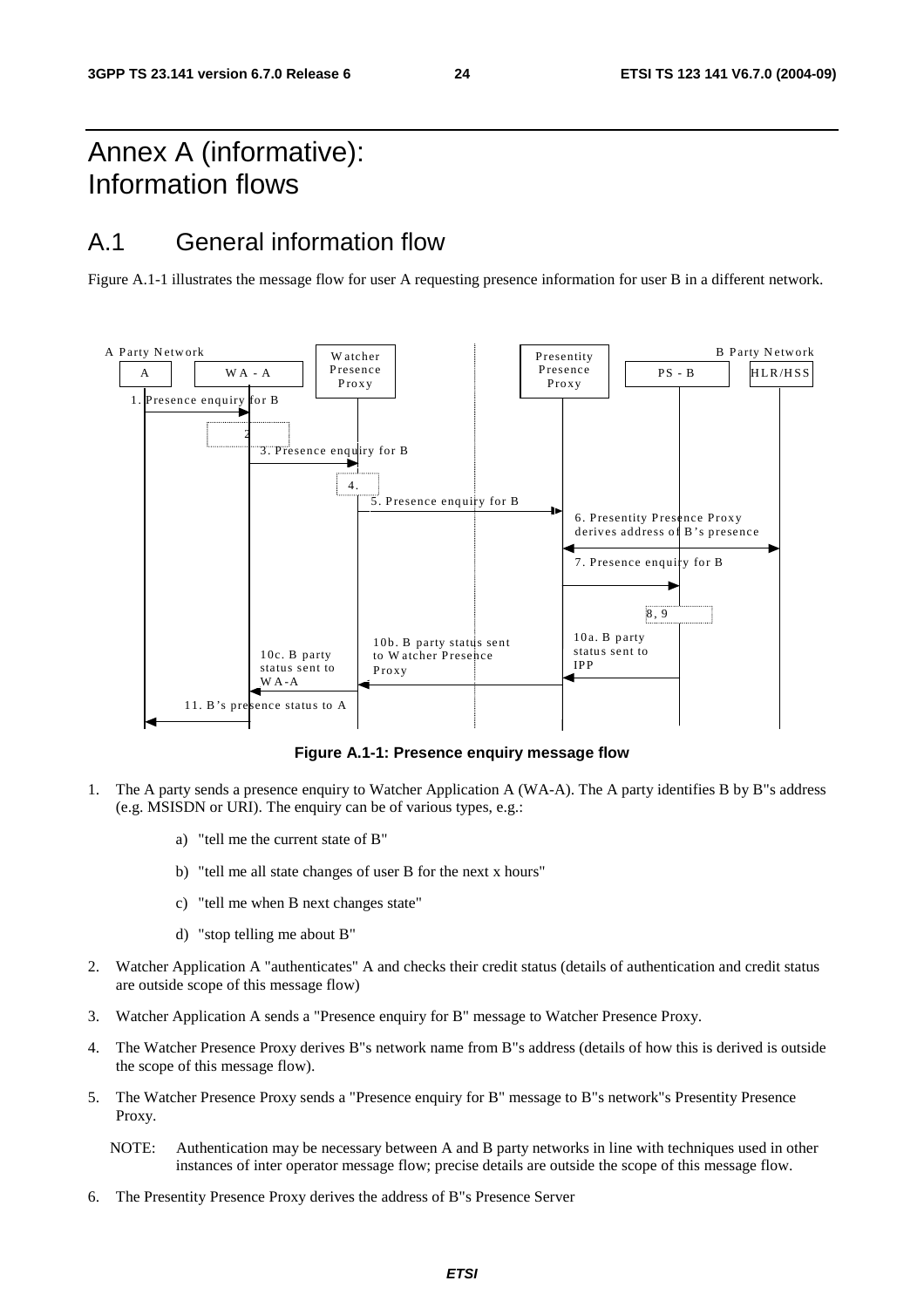# Annex A (informative): Information flows

## A.1 General information flow

Figure A.1-1 illustrates the message flow for user A requesting presence information for user B in a different network.

**Figure A.1-1: Presence enquiry message flow**

1. The A party sends a presence enquiry to Watcher Application A (WA-A). The A party identifies B by B"s address (e.g. MSISDN or URI). The enquiry can be of various types, e.g.:

    a) "tell me the current state of B"

    b) "tell me all state changes of user B for the next x hours"

    c) "tell me when B next changes state"

    d) "stop telling me about B"

2. Watcher Application A "authenticates" A and checks their credit status (details of authentication and credit status are outside scope of this message flow)

3. Watcher Application A sends a "Presence enquiry for B" message to Watcher Presence Proxy.

4. The Watcher Presence Proxy derives B"s network name from B"s address (details of how this is derived is outside the scope of this message flow).

5. The Watcher Presence Proxy sends a "Presence enquiry for B" message to B"s network"s Presentity Presence Proxy.

    NOTE: Authentication may be necessary between A and B party networks in line with techniques used in other instances of inter operator message flow; precise details are outside the scope of this message flow.

6. The Presentity Presence Proxy derives the address of B"s Presence Server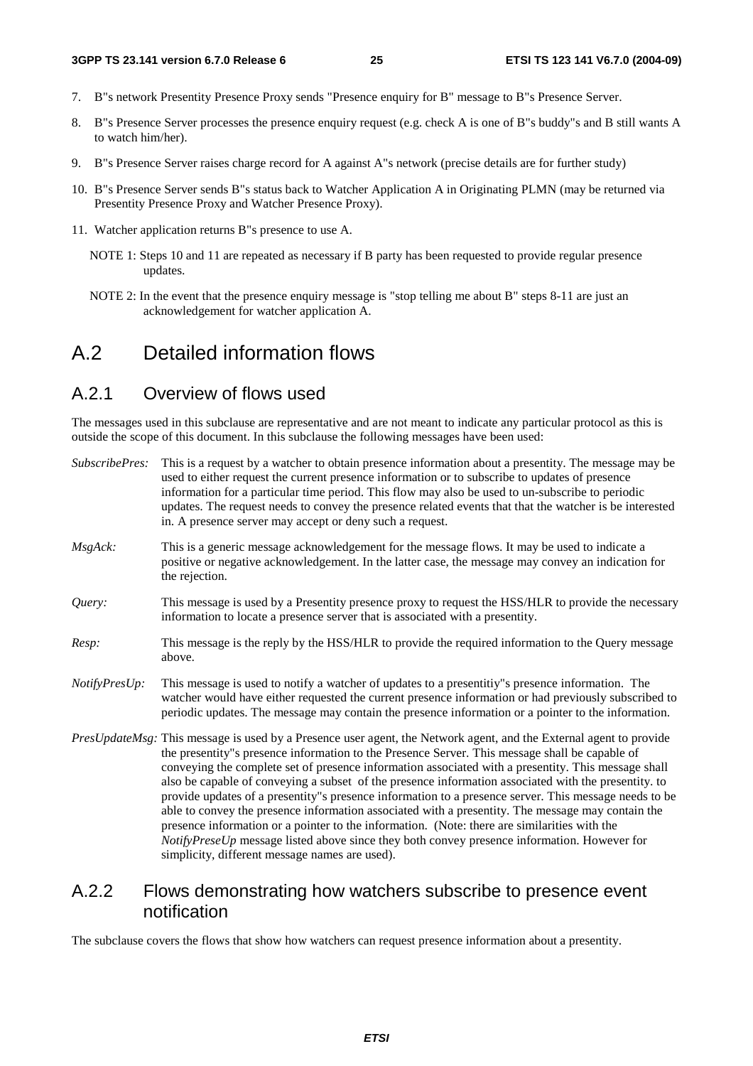7. B"s network Presentity Presence Proxy sends "Presence enquiry for B" message to B"s Presence Server.

8. B"s Presence Server processes the presence enquiry request (e.g. check A is one of B"s buddy"s and B still wants A to watch him/her).

9. B"s Presence Server raises charge record for A against A"s network (precise details are for further study)

10. B"s Presence Server sends B"s status back to Watcher Application A in Originating PLMN (may be returned via Presentity Presence Proxy and Watcher Presence Proxy).

11. Watcher application returns B"s presence to use A.

NOTE 1: Steps 10 and 11 are repeated as necessary if B party has been requested to provide regular presence updates.

NOTE 2: In the event that the presence enquiry message is "stop telling me about B" steps 8-11 are just an acknowledgement for watcher application A.

# A.2 Detailed information flows

## A.2.1 Overview of flows used

The messages used in this subclause are representative and are not meant to indicate any particular protocol as this is outside the scope of this document. In this subclause the following messages have been used:

*SubscribePres:* This is a request by a watcher to obtain presence information about a presentity. The message may be used to either request the current presence information or to subscribe to updates of presence information for a particular time period. This flow may also be used to un-subscribe to periodic updates. The request needs to convey the presence related events that that the watcher is be interested in. A presence server may accept or deny such a request.

*MsgAck:* This is a generic message acknowledgement for the message flows. It may be used to indicate a positive or negative acknowledgement. In the latter case, the message may convey an indication for the rejection.

*Query:* This message is used by a Presentity presence proxy to request the HSS/HLR to provide the necessary information to locate a presence server that is associated with a presentity.

*Resp:* This message is the reply by the HSS/HLR to provide the required information to the Query message above.

*NotifyPresUp:* This message is used to notify a watcher of updates to a presentitiy"s presence information. The watcher would have either requested the current presence information or had previously subscribed to periodic updates. The message may contain the presence information or a pointer to the information.

*PresUpdateMsg:* This message is used by a Presence user agent, the Network agent, and the External agent to provide the presentity"s presence information to the Presence Server. This message shall be capable of conveying the complete set of presence information associated with a presentity. This message shall also be capable of conveying a subset of the presence information associated with the presentity. to provide updates of a presentity"s presence information to a presence server. This message needs to be able to convey the presence information associated with a presentity. The message may contain the presence information or a pointer to the information. (Note: there are similarities with the *NotifyPreseUp* message listed above since they both convey presence information. However for simplicity, different message names are used).

## A.2.2 Flows demonstrating how watchers subscribe to presence event notification

The subclause covers the flows that show how watchers can request presence information about a presentity.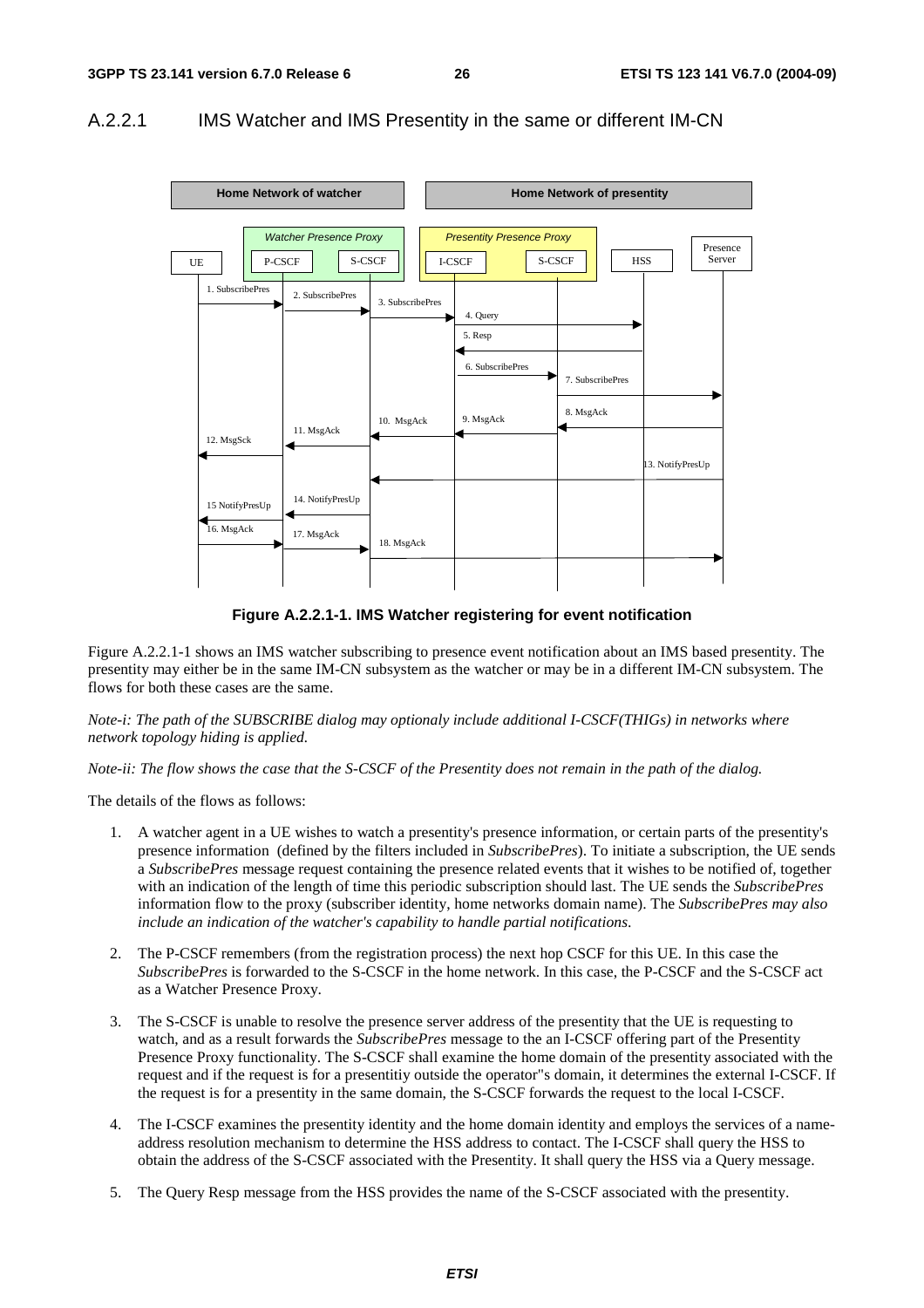### A.2.2.1 IMS Watcher and IMS Presentity in the same or different IM-CN

**Figure A.2.2.1-1. IMS Watcher registering for event notification**

Figure A.2.2.1-1 shows an IMS watcher subscribing to presence event notification about an IMS based presentity. The presentity may either be in the same IM-CN subsystem as the watcher or may be in a different IM-CN subsystem. The flows for both these cases are the same.

*Note-i: The path of the SUBSCRIBE dialog may optionaly include additional I-CSCF(THIGs) in networks where network topology hiding is applied.*

*Note-ii: The flow shows the case that the S-CSCF of the Presentity does not remain in the path of the dialog.*

The details of the flows as follows:

1. A watcher agent in a UE wishes to watch a presentity's presence information, or certain parts of the presentity's presence information (defined by the filters included in *SubscribePres*). To initiate a subscription, the UE sends a *SubscribePres* message request containing the presence related events that it wishes to be notified of, together with an indication of the length of time this periodic subscription should last. The UE sends the *SubscribePres* information flow to the proxy (subscriber identity, home networks domain name). The *SubscribePres may also include an indication of the watcher's capability to handle partial notifications*.

2. The P-CSCF remembers (from the registration process) the next hop CSCF for this UE. In this case the *SubscribePres* is forwarded to the S-CSCF in the home network. In this case, the P-CSCF and the S-CSCF act as a Watcher Presence Proxy.

3. The S-CSCF is unable to resolve the presence server address of the presentity that the UE is requesting to watch, and as a result forwards the *SubscribePres* message to the an I-CSCF offering part of the Presentity Presence Proxy functionality. The S-CSCF shall examine the home domain of the presentity associated with the request and if the request is for a presentitiy outside the operator"s domain, it determines the external I-CSCF. If the request is for a presentity in the same domain, the S-CSCF forwards the request to the local I-CSCF.

4. The I-CSCF examines the presentity identity and the home domain identity and employs the services of a name-address resolution mechanism to determine the HSS address to contact. The I-CSCF shall query the HSS to obtain the address of the S-CSCF associated with the Presentity. It shall query the HSS via a Query message.

5. The Query Resp message from the HSS provides the name of the S-CSCF associated with the presentity.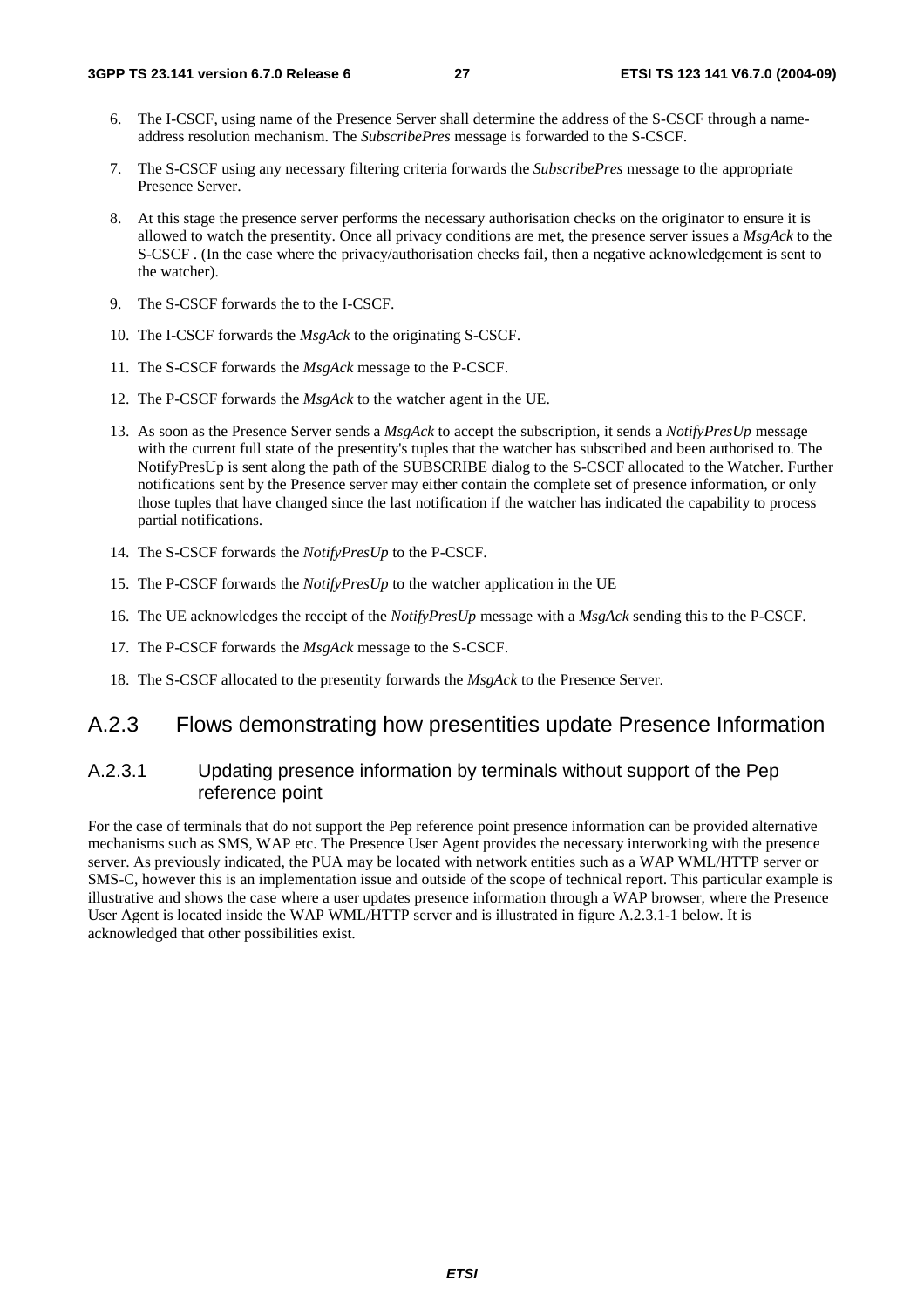6. The I-CSCF, using name of the Presence Server shall determine the address of the S-CSCF through a name-address resolution mechanism. The *SubscribePres* message is forwarded to the S-CSCF.

7. The S-CSCF using any necessary filtering criteria forwards the *SubscribePres* message to the appropriate Presence Server.

8. At this stage the presence server performs the necessary authorisation checks on the originator to ensure it is allowed to watch the presentity. Once all privacy conditions are met, the presence server issues a *MsgAck* to the S-CSCF . (In the case where the privacy/authorisation checks fail, then a negative acknowledgement is sent to the watcher).

9. The S-CSCF forwards the to the I-CSCF.

10. The I-CSCF forwards the *MsgAck* to the originating S-CSCF.

11. The S-CSCF forwards the *MsgAck* message to the P-CSCF.

12. The P-CSCF forwards the *MsgAck* to the watcher agent in the UE.

13. As soon as the Presence Server sends a *MsgAck* to accept the subscription, it sends a *NotifyPresUp* message with the current full state of the presentity's tuples that the watcher has subscribed and been authorised to. The NotifyPresUp is sent along the path of the SUBSCRIBE dialog to the S-CSCF allocated to the Watcher. Further notifications sent by the Presence server may either contain the complete set of presence information, or only those tuples that have changed since the last notification if the watcher has indicated the capability to process partial notifications.

14. The S-CSCF forwards the *NotifyPresUp* to the P-CSCF.

15. The P-CSCF forwards the *NotifyPresUp* to the watcher application in the UE

16. The UE acknowledges the receipt of the *NotifyPresUp* message with a *MsgAck* sending this to the P-CSCF.

17. The P-CSCF forwards the *MsgAck* message to the S-CSCF.

18. The S-CSCF allocated to the presentity forwards the *MsgAck* to the Presence Server.

## A.2.3 Flows demonstrating how presentities update Presence Information

### A.2.3.1 Updating presence information by terminals without support of the Pep reference point

For the case of terminals that do not support the Pep reference point presence information can be provided alternative mechanisms such as SMS, WAP etc. The Presence User Agent provides the necessary interworking with the presence server. As previously indicated, the PUA may be located with network entities such as a WAP WML/HTTP server or SMS-C, however this is an implementation issue and outside of the scope of technical report. This particular example is illustrative and shows the case where a user updates presence information through a WAP browser, where the Presence User Agent is located inside the WAP WML/HTTP server and is illustrated in figure A.2.3.1-1 below. It is acknowledged that other possibilities exist.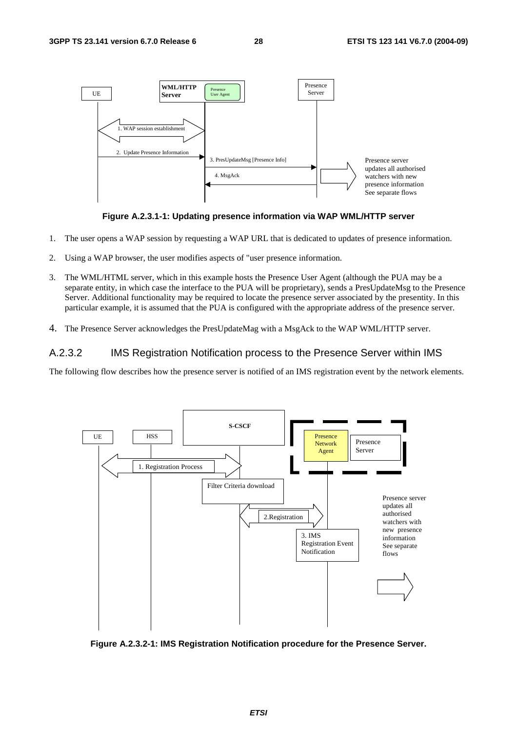Figure A.2.3.1-1: Updating presence information via WAP WML/HTTP server

1. The user opens a WAP session by requesting a WAP URL that is dedicated to updates of presence information.
2. Using a WAP browser, the user modifies aspects of "user presence information.
3. The WML/HTML server, which in this example hosts the Presence User Agent (although the PUA may be a separate entity, in which case the interface to the PUA will be proprietary), sends a PresUpdateMsg to the Presence Server. Additional functionality may be required to locate the presence server associated by the presentity. In this particular example, it is assumed that the PUA is configured with the appropriate address of the presence server.
4. The Presence Server acknowledges the PresUpdateMag with a MsgAck to the WAP WML/HTTP server.

### A.2.3.2 IMS Registration Notification process to the Presence Server within IMS

The following flow describes how the presence server is notified of an IMS registration event by the network elements.

Figure A.2.3.2-1: IMS Registration Notification procedure for the Presence Server.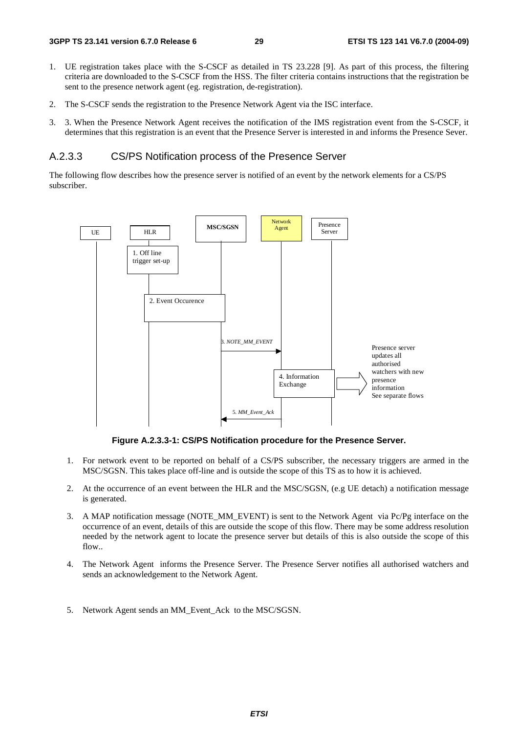1. UE registration takes place with the S-CSCF as detailed in TS 23.228 [9]. As part of this process, the filtering criteria are downloaded to the S-CSCF from the HSS. The filter criteria contains instructions that the registration be sent to the presence network agent (eg. registration, de-registration).

2. The S-CSCF sends the registration to the Presence Network Agent via the ISC interface.

3. 3. When the Presence Network Agent receives the notification of the IMS registration event from the S-CSCF, it determines that this registration is an event that the Presence Server is interested in and informs the Presence Sever.

### A.2.3.3 CS/PS Notification process of the Presence Server

The following flow describes how the presence server is notified of an event by the network elements for a CS/PS subscriber.

**Figure A.2.3.3-1: CS/PS Notification procedure for the Presence Server.**

1. For network event to be reported on behalf of a CS/PS subscriber, the necessary triggers are armed in the MSC/SGSN. This takes place off-line and is outside the scope of this TS as to how it is achieved.

2. At the occurrence of an event between the HLR and the MSC/SGSN, (e.g UE detach) a notification message is generated.

3. A MAP notification message (NOTE_MM_EVENT) is sent to the Network Agent via Pc/Pg interface on the occurrence of an event, details of this are outside the scope of this flow. There may be some address resolution needed by the network agent to locate the presence server but details of this is also outside the scope of this flow..

4. The Network Agent informs the Presence Server. The Presence Server notifies all authorised watchers and sends an acknowledgement to the Network Agent.

5. Network Agent sends an MM_Event_Ack to the MSC/SGSN.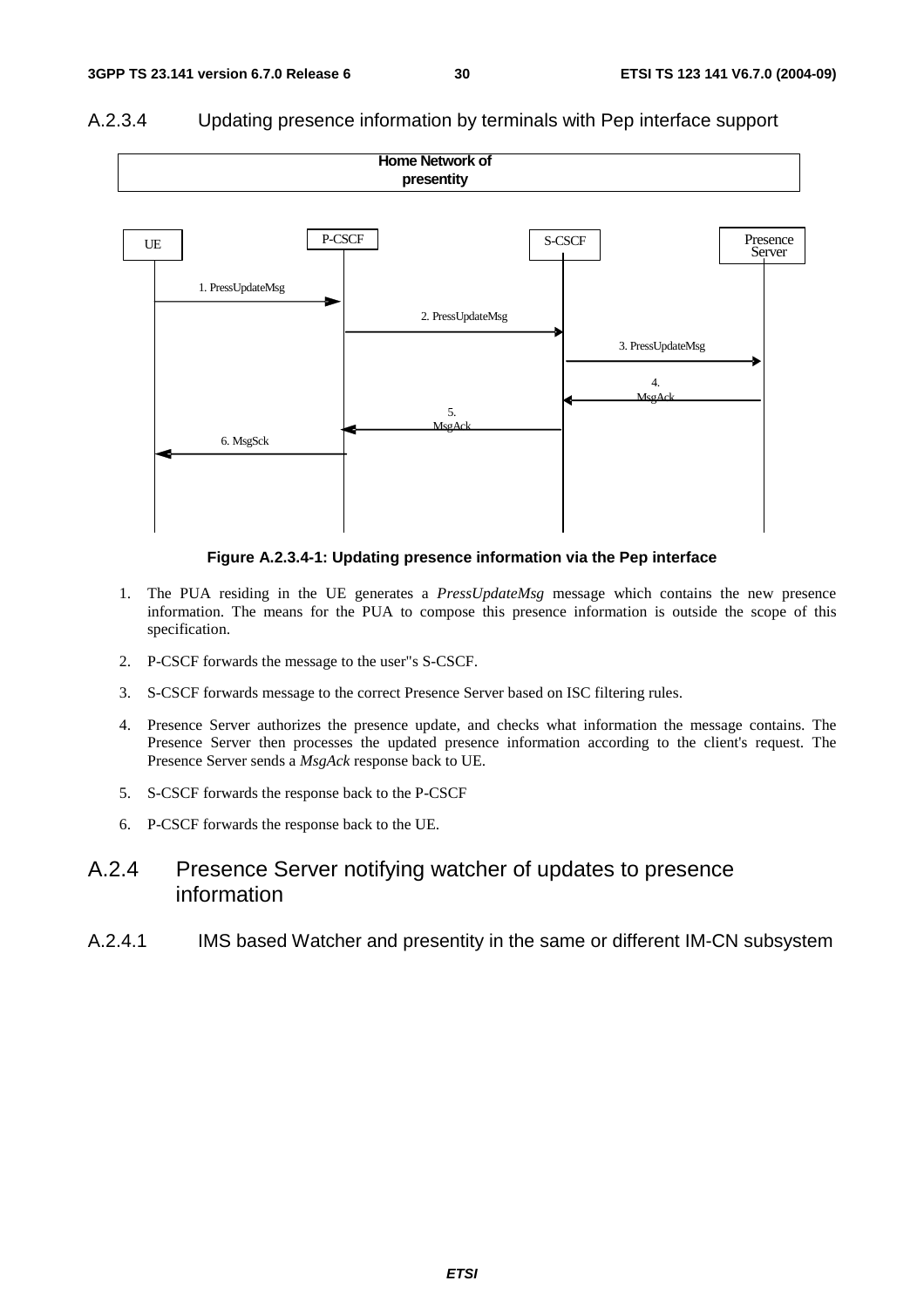### A.2.3.4 Updating presence information by terminals with Pep interface support

Figure A.2.3.4-1: Updating presence information via the Pep interface

1. The PUA residing in the UE generates a *PressUpdateMsg* message which contains the new presence information. The means for the PUA to compose this presence information is outside the scope of this specification.
2. P-CSCF forwards the message to the user"s S-CSCF.
3. S-CSCF forwards message to the correct Presence Server based on ISC filtering rules.
4. Presence Server authorizes the presence update, and checks what information the message contains. The Presence Server then processes the updated presence information according to the client's request. The Presence Server sends a *MsgAck* response back to UE.
5. S-CSCF forwards the response back to the P-CSCF
6. P-CSCF forwards the response back to the UE.

## A.2.4 Presence Server notifying watcher of updates to presence information

### A.2.4.1 IMS based Watcher and presentity in the same or different IM-CN subsystem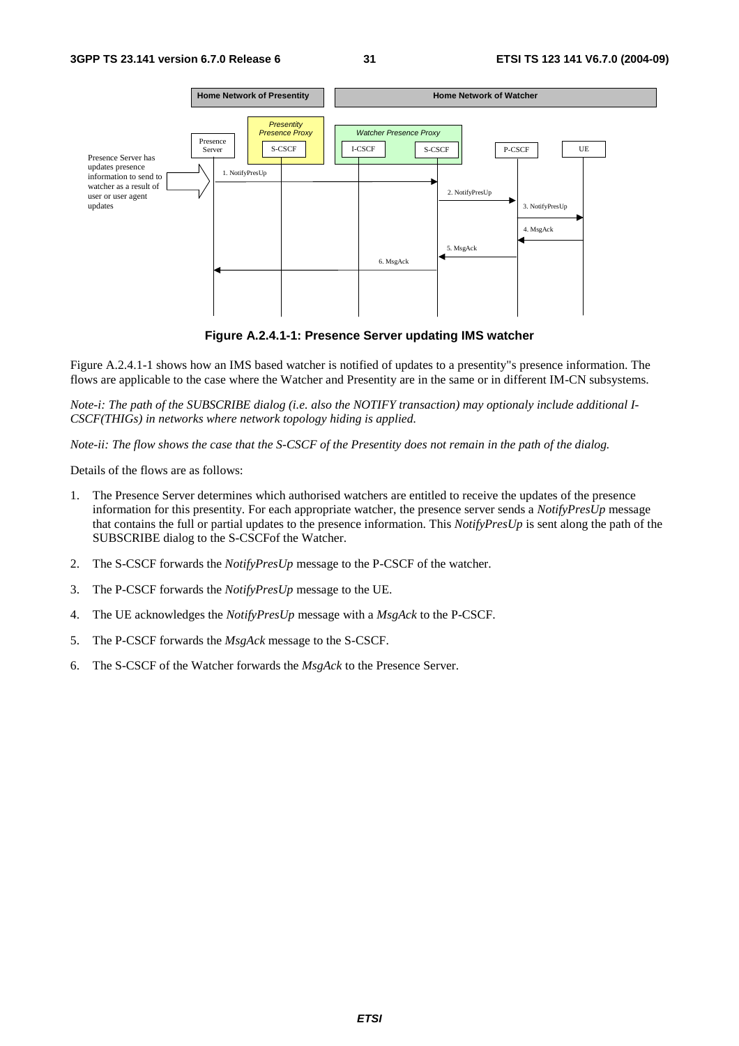**Figure A.2.4.1-1: Presence Server updating IMS watcher**

Figure A.2.4.1-1 shows how an IMS based watcher is notified of updates to a presentity"s presence information. The flows are applicable to the case where the Watcher and Presentity are in the same or in different IM-CN subsystems.

*Note-i: The path of the SUBSCRIBE dialog (i.e. also the NOTIFY transaction) may optionaly include additional I-CSCF(THIGs) in networks where network topology hiding is applied.*

*Note-ii: The flow shows the case that the S-CSCF of the Presentity does not remain in the path of the dialog.*

Details of the flows are as follows:

1. The Presence Server determines which authorised watchers are entitled to receive the updates of the presence information for this presentity. For each appropriate watcher, the presence server sends a *NotifyPresUp* message that contains the full or partial updates to the presence information. This *NotifyPresUp* is sent along the path of the SUBSCRIBE dialog to the S-CSCFof the Watcher.
2. The S-CSCF forwards the *NotifyPresUp* message to the P-CSCF of the watcher.
3. The P-CSCF forwards the *NotifyPresUp* message to the UE.
4. The UE acknowledges the *NotifyPresUp* message with a *MsgAck* to the P-CSCF.
5. The P-CSCF forwards the *MsgAck* message to the S-CSCF.
6. The S-CSCF of the Watcher forwards the *MsgAck* to the Presence Server.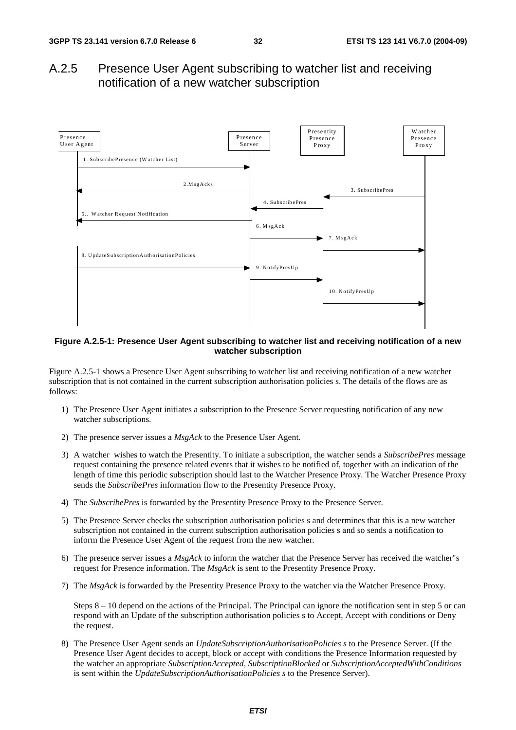## A.2.5 Presence User Agent subscribing to watcher list and receiving notification of a new watcher subscription

**Figure A.2.5-1: Presence User Agent subscribing to watcher list and receiving notification of a new watcher subscription**

Figure A.2.5-1 shows a Presence User Agent subscribing to watcher list and receiving notification of a new watcher subscription that is not contained in the current subscription authorisation policies s. The details of the flows are as follows:

1) The Presence User Agent initiates a subscription to the Presence Server requesting notification of any new watcher subscriptions.

2) The presence server issues a *MsgAck* to the Presence User Agent.

3) A watcher wishes to watch the Presentity. To initiate a subscription, the watcher sends a *SubscribePres* message request containing the presence related events that it wishes to be notified of, together with an indication of the length of time this periodic subscription should last to the Watcher Presence Proxy. The Watcher Presence Proxy sends the *SubscribePres* information flow to the Presentity Presence Proxy.

4) The *SubscribePres* is forwarded by the Presentity Presence Proxy to the Presence Server.

5) The Presence Server checks the subscription authorisation policies s and determines that this is a new watcher subscription not contained in the current subscription authorisation policies s and so sends a notification to inform the Presence User Agent of the request from the new watcher.

6) The presence server issues a *MsgAck* to inform the watcher that the Presence Server has received the watcher"s request for Presence information. The *MsgAck* is sent to the Presentity Presence Proxy.

7) The *MsgAck* is forwarded by the Presentity Presence Proxy to the watcher via the Watcher Presence Proxy.

   Steps 8 – 10 depend on the actions of the Principal. The Principal can ignore the notification sent in step 5 or can respond with an Update of the subscription authorisation policies s to Accept, Accept with conditions or Deny the request.

8) The Presence User Agent sends an *UpdateSubscriptionAuthorisationPolicies s* to the Presence Server. (If the Presence User Agent decides to accept, block or accept with conditions the Presence Information requested by the watcher an appropriate *SubscriptionAccepted*, *SubscriptionBlocked* or *SubscriptionAcceptedWithConditions* is sent within the *UpdateSubscriptionAuthorisationPolicies s* to the Presence Server).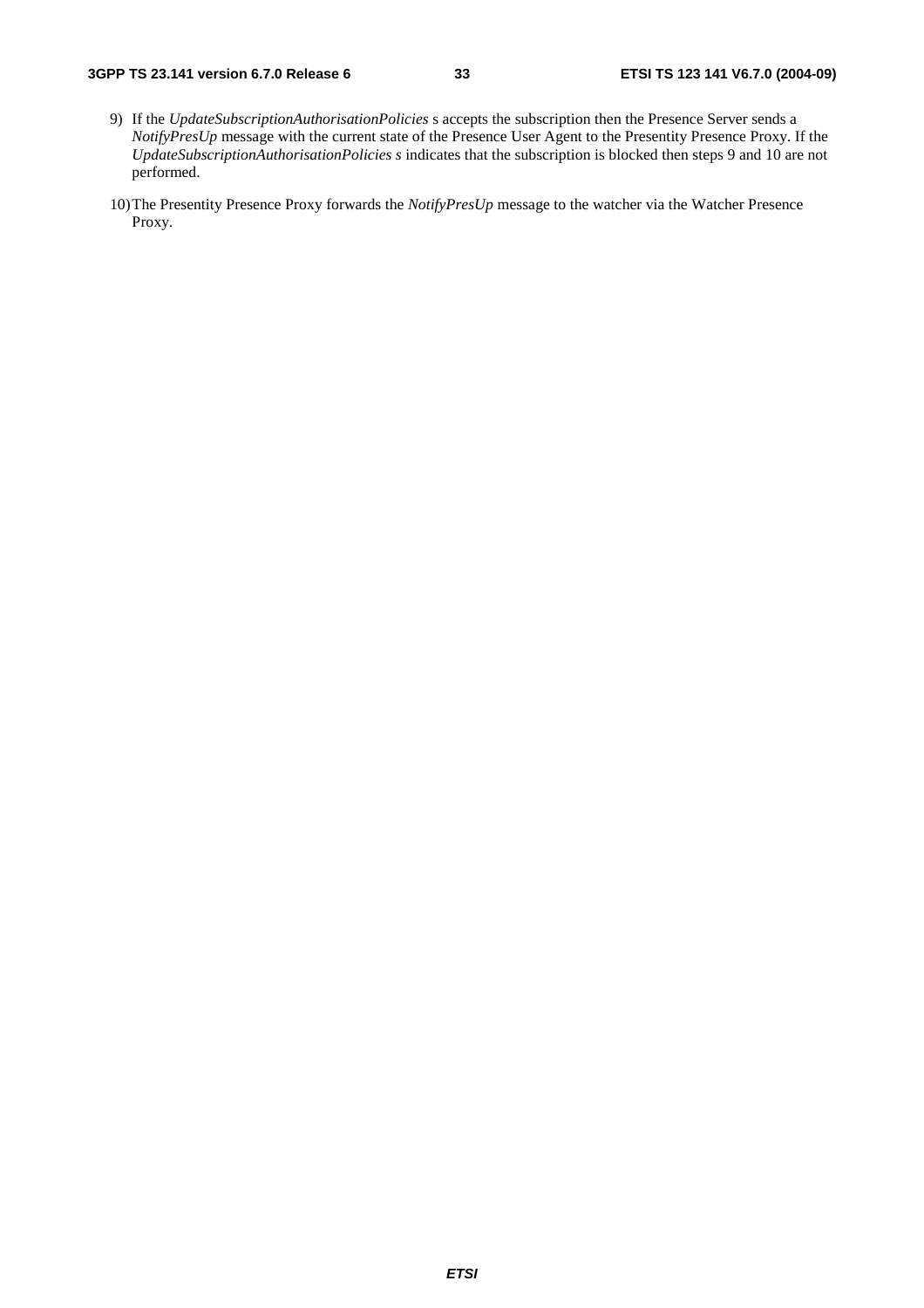9) If the *UpdateSubscriptionAuthorisationPolicies* s accepts the subscription then the Presence Server sends a *NotifyPresUp* message with the current state of the Presence User Agent to the Presentity Presence Proxy. If the *UpdateSubscriptionAuthorisationPolicies s* indicates that the subscription is blocked then steps 9 and 10 are not performed.

10) The Presentity Presence Proxy forwards the *NotifyPresUp* message to the watcher via the Watcher Presence Proxy.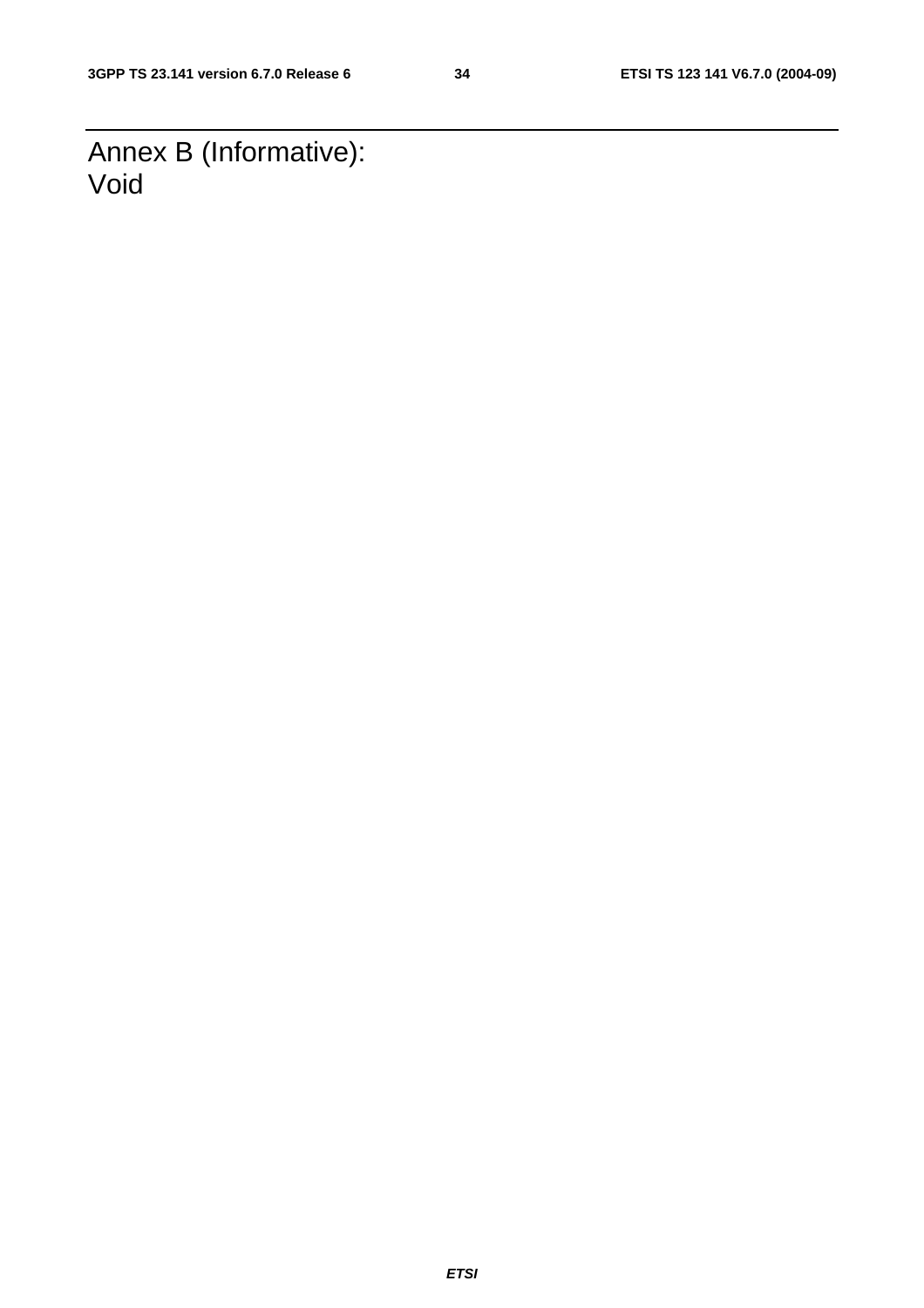# Annex B (Informative): Void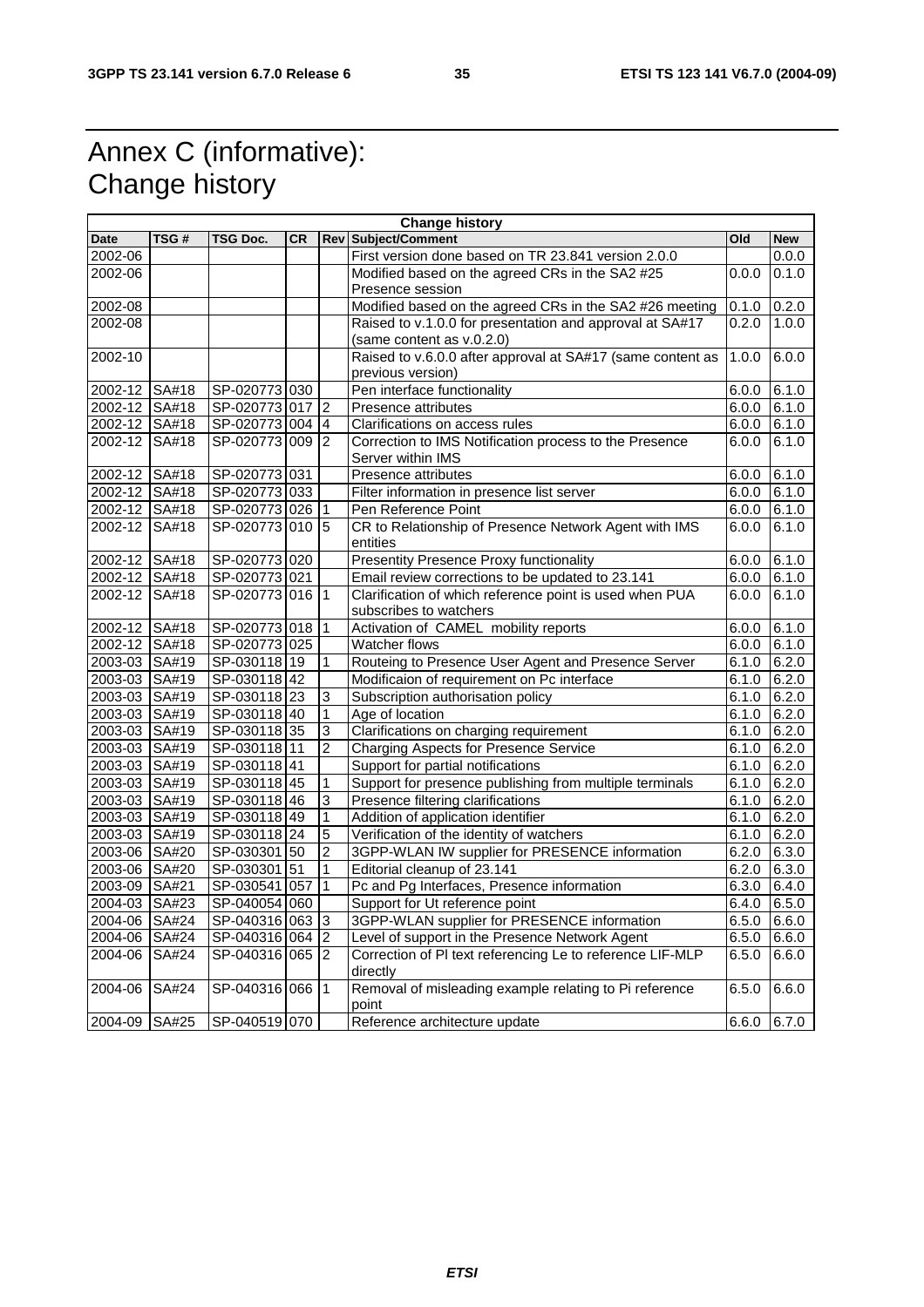# Annex C (informative): Change history

| Change history | | | | | | | |
|---|---|---|---|---|---|---|---|
| **Date** | **TSG #** | **TSG Doc.** | **CR** | **Rev** | **Subject/Comment** | **Old** | **New** |
| 2002-06 | | | | | First version done based on TR 23.841 version 2.0.0 | | 0.0.0 |
| 2002-06 | | | | | Modified based on the agreed CRs in the SA2 #25 Presence session | 0.0.0 | 0.1.0 |
| 2002-08 | | | | | Modified based on the agreed CRs in the SA2 #26 meeting | 0.1.0 | 0.2.0 |
| 2002-08 | | | | | Raised to v.1.0.0 for presentation and approval at SA#17 (same content as v.0.2.0) | 0.2.0 | 1.0.0 |
| 2002-10 | | | | | Raised to v.6.0.0 after approval at SA#17 (same content as previous version) | 1.0.0 | 6.0.0 |
| 2002-12 | SA#18 | SP-020773 | 030 | | Pen interface functionality | 6.0.0 | 6.1.0 |
| 2002-12 | SA#18 | SP-020773 | 017 | 2 | Presence attributes | 6.0.0 | 6.1.0 |
| 2002-12 | SA#18 | SP-020773 | 004 | 4 | Clarifications on access rules | 6.0.0 | 6.1.0 |
| 2002-12 | SA#18 | SP-020773 | 009 | 2 | Correction to IMS Notification process to the Presence Server within IMS | 6.0.0 | 6.1.0 |
| 2002-12 | SA#18 | SP-020773 | 031 | | Presence attributes | 6.0.0 | 6.1.0 |
| 2002-12 | SA#18 | SP-020773 | 033 | | Filter information in presence list server | 6.0.0 | 6.1.0 |
| 2002-12 | SA#18 | SP-020773 | 026 | 1 | Pen Reference Point | 6.0.0 | 6.1.0 |
| 2002-12 | SA#18 | SP-020773 | 010 | 5 | CR to Relationship of Presence Network Agent with IMS entities | 6.0.0 | 6.1.0 |
| 2002-12 | SA#18 | SP-020773 | 020 | | Presentity Presence Proxy functionality | 6.0.0 | 6.1.0 |
| 2002-12 | SA#18 | SP-020773 | 021 | | Email review corrections to be updated to 23.141 | 6.0.0 | 6.1.0 |
| 2002-12 | SA#18 | SP-020773 | 016 | 1 | Clarification of which reference point is used when PUA subscribes to watchers | 6.0.0 | 6.1.0 |
| 2002-12 | SA#18 | SP-020773 | 018 | 1 | Activation of CAMEL mobility reports | 6.0.0 | 6.1.0 |
| 2002-12 | SA#18 | SP-020773 | 025 | | Watcher flows | 6.0.0 | 6.1.0 |
| 2003-03 | SA#19 | SP-030118 | 19 | 1 | Routeing to Presence User Agent and Presence Server | 6.1.0 | 6.2.0 |
| 2003-03 | SA#19 | SP-030118 | 42 | | Modificaion of requirement on Pc interface | 6.1.0 | 6.2.0 |
| 2003-03 | SA#19 | SP-030118 | 23 | 3 | Subscription authorisation policy | 6.1.0 | 6.2.0 |
| 2003-03 | SA#19 | SP-030118 | 40 | 1 | Age of location | 6.1.0 | 6.2.0 |
| 2003-03 | SA#19 | SP-030118 | 35 | 3 | Clarifications on charging requirement | 6.1.0 | 6.2.0 |
| 2003-03 | SA#19 | SP-030118 | 11 | 2 | Charging Aspects for Presence Service | 6.1.0 | 6.2.0 |
| 2003-03 | SA#19 | SP-030118 | 41 | | Support for partial notifications | 6.1.0 | 6.2.0 |
| 2003-03 | SA#19 | SP-030118 | 45 | 1 | Support for presence publishing from multiple terminals | 6.1.0 | 6.2.0 |
| 2003-03 | SA#19 | SP-030118 | 46 | 3 | Presence filtering clarifications | 6.1.0 | 6.2.0 |
| 2003-03 | SA#19 | SP-030118 | 49 | 1 | Addition of application identifier | 6.1.0 | 6.2.0 |
| 2003-03 | SA#19 | SP-030118 | 24 | 5 | Verification of the identity of watchers | 6.1.0 | 6.2.0 |
| 2003-06 | SA#20 | SP-030301 | 50 | 2 | 3GPP-WLAN IW supplier for PRESENCE information | 6.2.0 | 6.3.0 |
| 2003-06 | SA#20 | SP-030301 | 51 | 1 | Editorial cleanup of 23.141 | 6.2.0 | 6.3.0 |
| 2003-09 | SA#21 | SP-030541 | 057 | 1 | Pc and Pg Interfaces, Presence information | 6.3.0 | 6.4.0 |
| 2004-03 | SA#23 | SP-040054 | 060 | | Support for Ut reference point | 6.4.0 | 6.5.0 |
| 2004-06 | SA#24 | SP-040316 | 063 | 3 | 3GPP-WLAN supplier for PRESENCE information | 6.5.0 | 6.6.0 |
| 2004-06 | SA#24 | SP-040316 | 064 | 2 | Level of support in the Presence Network Agent | 6.5.0 | 6.6.0 |
| 2004-06 | SA#24 | SP-040316 | 065 | 2 | Correction of Pl text referencing Le to reference LIF-MLP directly | 6.5.0 | 6.6.0 |
| 2004-06 | SA#24 | SP-040316 | 066 | 1 | Removal of misleading example relating to Pi reference point | 6.5.0 | 6.6.0 |
| 2004-09 | SA#25 | SP-040519 | 070 | | Reference architecture update | 6.6.0 | 6.7.0 |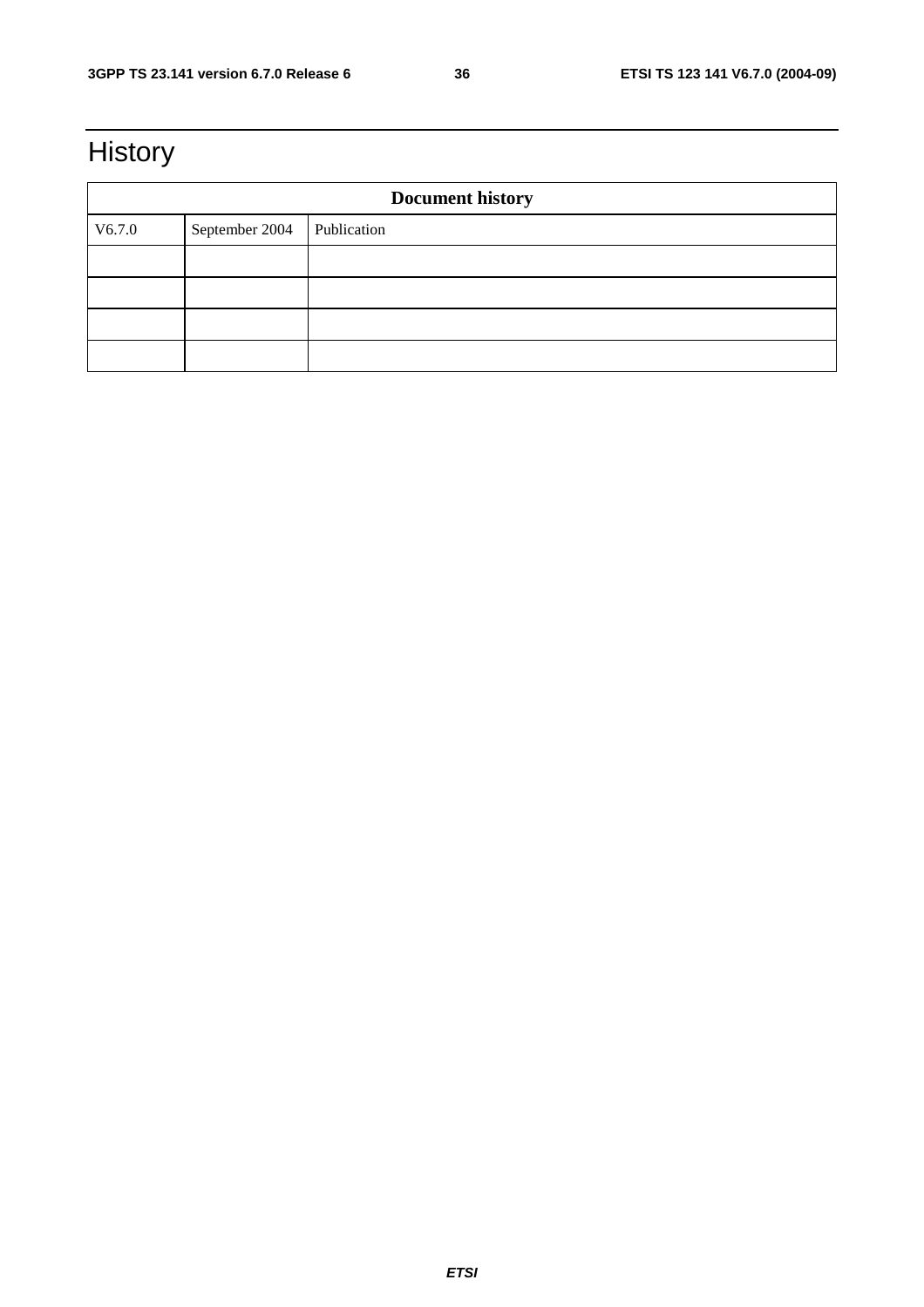# History

| Document history | | |
|---|---|---|
| V6.7.0 | September 2004 | Publication |
| | | |
| | | |
| | | |
| | | |